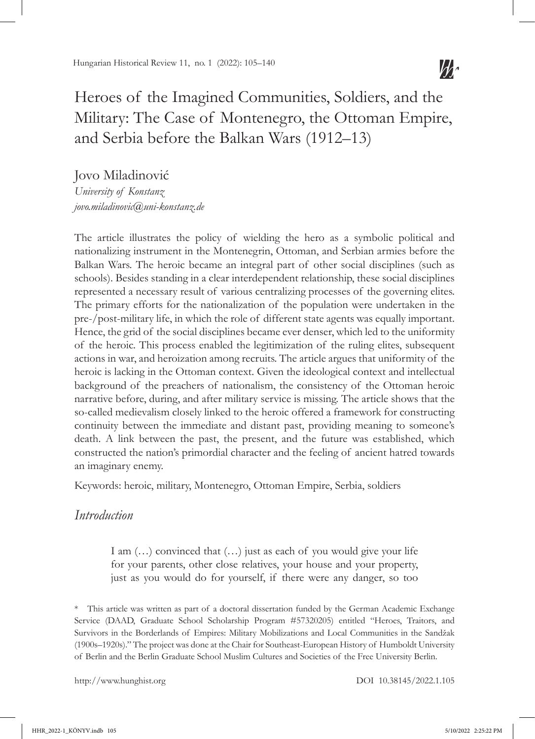# Heroes of the Imagined Communities, Soldiers, and the Military: The Case of Montenegro, the Ottoman Empire, and Serbia before the Balkan Wars (1912–13)

Jovo Miladinović
*University of Konstanz*
*jovo.miladinovic@uni-konstanz.de*

The article illustrates the policy of wielding the hero as a symbolic political and nationalizing instrument in the Montenegrin, Ottoman, and Serbian armies before the Balkan Wars. The heroic became an integral part of other social disciplines (such as schools). Besides standing in a clear interdependent relationship, these social disciplines represented a necessary result of various centralizing processes of the governing elites. The primary efforts for the nationalization of the population were undertaken in the pre-/post-military life, in which the role of different state agents was equally important. Hence, the grid of the social disciplines became ever denser, which led to the uniformity of the heroic. This process enabled the legitimization of the ruling elites, subsequent actions in war, and heroization among recruits. The article argues that uniformity of the heroic is lacking in the Ottoman context. Given the ideological context and intellectual background of the preachers of nationalism, the consistency of the Ottoman heroic narrative before, during, and after military service is missing. The article shows that the so-called medievalism closely linked to the heroic offered a framework for constructing continuity between the immediate and distant past, providing meaning to someone's death. A link between the past, the present, and the future was established, which constructed the nation's primordial character and the feeling of ancient hatred towards an imaginary enemy.

Keywords: heroic, military, Montenegro, Ottoman Empire, Serbia, soldiers

## *Introduction*

> I am (…) convinced that (…) just as each of you would give your life for your parents, other close relatives, your house and your property, just as you would do for yourself, if there were any danger, so too

\* This article was written as part of a doctoral dissertation funded by the German Academic Exchange Service (DAAD, Graduate School Scholarship Program #57320205) entitled "Heroes, Traitors, and Survivors in the Borderlands of Empires: Military Mobilizations and Local Communities in the Sandžak (1900s–1920s)." The project was done at the Chair for Southeast-European History of Humboldt University of Berlin and the Berlin Graduate School Muslim Cultures and Societies of the Free University Berlin.

http://www.hunghist.org DOI 10.38145/2022.1.105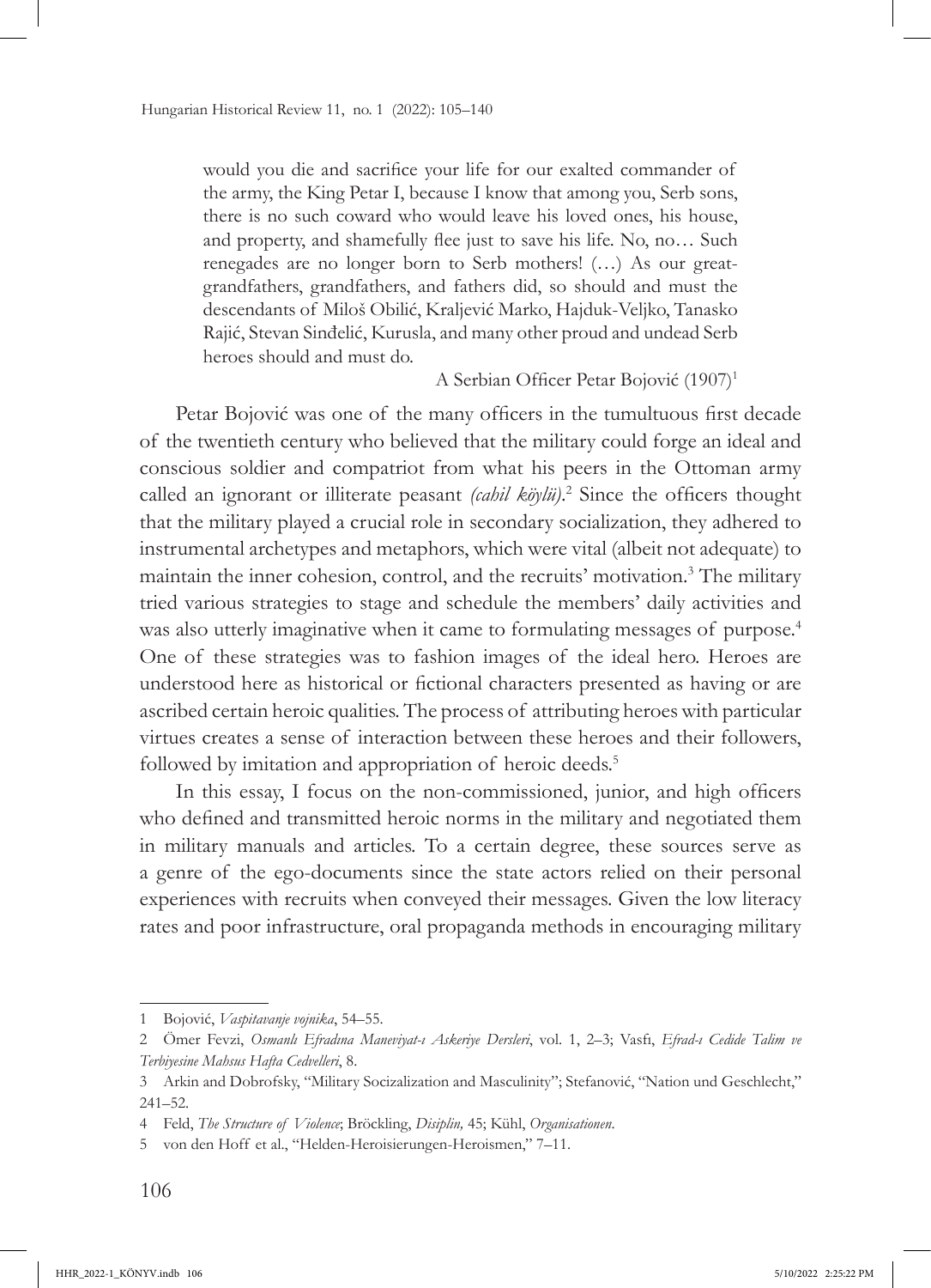> would you die and sacrifice your life for our exalted commander of the army, the King Petar I, because I know that among you, Serb sons, there is no such coward who would leave his loved ones, his house, and property, and shamefully flee just to save his life. No, no… Such renegades are no longer born to Serb mothers! (…) As our great-grandfathers, grandfathers, and fathers did, so should and must the descendants of Miloš Obilić, Kraljević Marko, Hajduk-Veljko, Tanasko Rajić, Stevan Sinđelić, Kurusla, and many other proud and undead Serb heroes should and must do.
>
> A Serbian Officer Petar Bojović (1907)[1]

Petar Bojović was one of the many officers in the tumultuous first decade of the twentieth century who believed that the military could forge an ideal and conscious soldier and compatriot from what his peers in the Ottoman army called an ignorant or illiterate peasant *(cahil köylü)*.[2] Since the officers thought that the military played a crucial role in secondary socialization, they adhered to instrumental archetypes and metaphors, which were vital (albeit not adequate) to maintain the inner cohesion, control, and the recruits' motivation.[3] The military tried various strategies to stage and schedule the members' daily activities and was also utterly imaginative when it came to formulating messages of purpose.[4] One of these strategies was to fashion images of the ideal hero. Heroes are understood here as historical or fictional characters presented as having or are ascribed certain heroic qualities. The process of attributing heroes with particular virtues creates a sense of interaction between these heroes and their followers, followed by imitation and appropriation of heroic deeds.[5]

In this essay, I focus on the non-commissioned, junior, and high officers who defined and transmitted heroic norms in the military and negotiated them in military manuals and articles. To a certain degree, these sources serve as a genre of the ego-documents since the state actors relied on their personal experiences with recruits when conveyed their messages. Given the low literacy rates and poor infrastructure, oral propaganda methods in encouraging military

---

1 Bojović, *Vaspitavanje vojnika*, 54–55.

2 Ömer Fevzi, *Osmanlı Efradına Maneviyat-ı Askeriye Dersleri*, vol. 1, 2–3; Vasfı, *Efrad-ı Cedide Talim ve Terbiyesine Mahsus Hafta Cedvelleri*, 8.

3 Arkin and Dobrofsky, "Military Socization and Masculinity"; Stefanović, "Nation und Geschlecht," 241–52.

4 Feld, *The Structure of Violence*; Bröckling, *Disiplin,* 45; Kühl, *Organisationen*.

5 von den Hoff et al., "Helden-Heroisierungen-Heroismen," 7–11.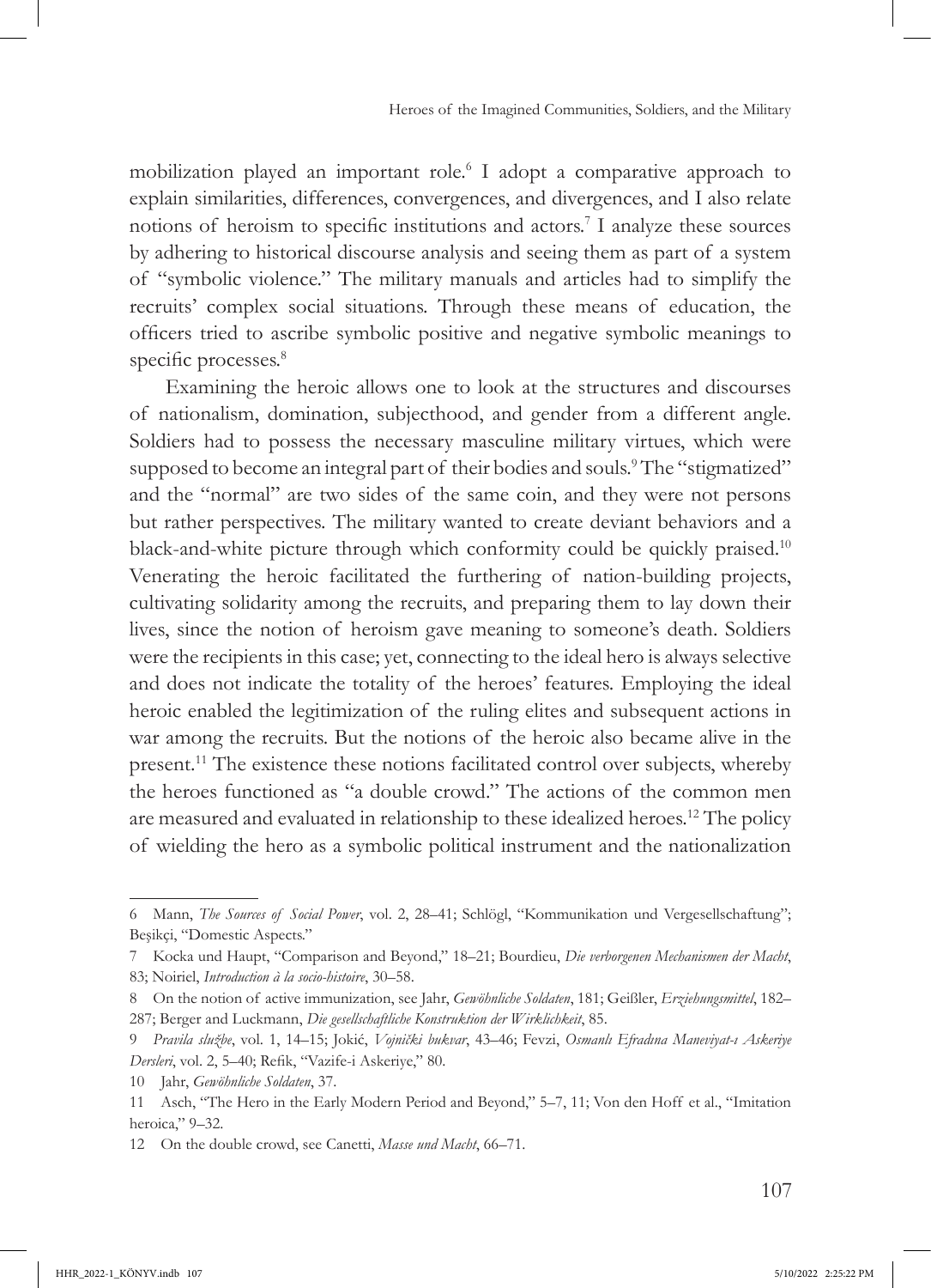mobilization played an important role.[6] I adopt a comparative approach to explain similarities, differences, convergences, and divergences, and I also relate notions of heroism to specific institutions and actors.[7] I analyze these sources by adhering to historical discourse analysis and seeing them as part of a system of "symbolic violence." The military manuals and articles had to simplify the recruits' complex social situations. Through these means of education, the officers tried to ascribe symbolic positive and negative symbolic meanings to specific processes.[8]

Examining the heroic allows one to look at the structures and discourses of nationalism, domination, subjecthood, and gender from a different angle. Soldiers had to possess the necessary masculine military virtues, which were supposed to become an integral part of their bodies and souls.[9] The "stigmatized" and the "normal" are two sides of the same coin, and they were not persons but rather perspectives. The military wanted to create deviant behaviors and a black-and-white picture through which conformity could be quickly praised.[10] Venerating the heroic facilitated the furthering of nation-building projects, cultivating solidarity among the recruits, and preparing them to lay down their lives, since the notion of heroism gave meaning to someone's death. Soldiers were the recipients in this case; yet, connecting to the ideal hero is always selective and does not indicate the totality of the heroes' features. Employing the ideal heroic enabled the legitimization of the ruling elites and subsequent actions in war among the recruits. But the notions of the heroic also became alive in the present.[11] The existence these notions facilitated control over subjects, whereby the heroes functioned as "a double crowd." The actions of the common men are measured and evaluated in relationship to these idealized heroes.[12] The policy of wielding the hero as a symbolic political instrument and the nationalization

---

6 Mann, *The Sources of Social Power*, vol. 2, 28–41; Schlögl, "Kommunikation und Vergesellschaftung"; Beşikçi, "Domestic Aspects."

7 Kocka und Haupt, "Comparison and Beyond," 18–21; Bourdieu, *Die verborgenen Mechanismen der Macht*, 83; Noiriel, *Introduction à la socio-histoire*, 30–58.

8 On the notion of active immunization, see Jahr, *Gewöhnliche Soldaten*, 181; Geißler, *Erziehungsmittel*, 182–287; Berger and Luckmann, *Die gesellschaftliche Konstruktion der Wirklichkeit*, 85.

9 *Pravila službe*, vol. 1, 14–15; Jokić, *Vojnički bukvar*, 43–46; Fevzi, *Osmanlı Efradına Maneviyat-ı Askeriye Dersleri*, vol. 2, 5–40; Refik, "Vazife-i Askeriye," 80.

10 Jahr, *Gewöhnliche Soldaten*, 37.

11 Asch, "The Hero in the Early Modern Period and Beyond," 5–7, 11; Von den Hoff et al., "Imitation heroica," 9–32.

12 On the double crowd, see Canetti, *Masse und Macht*, 66–71.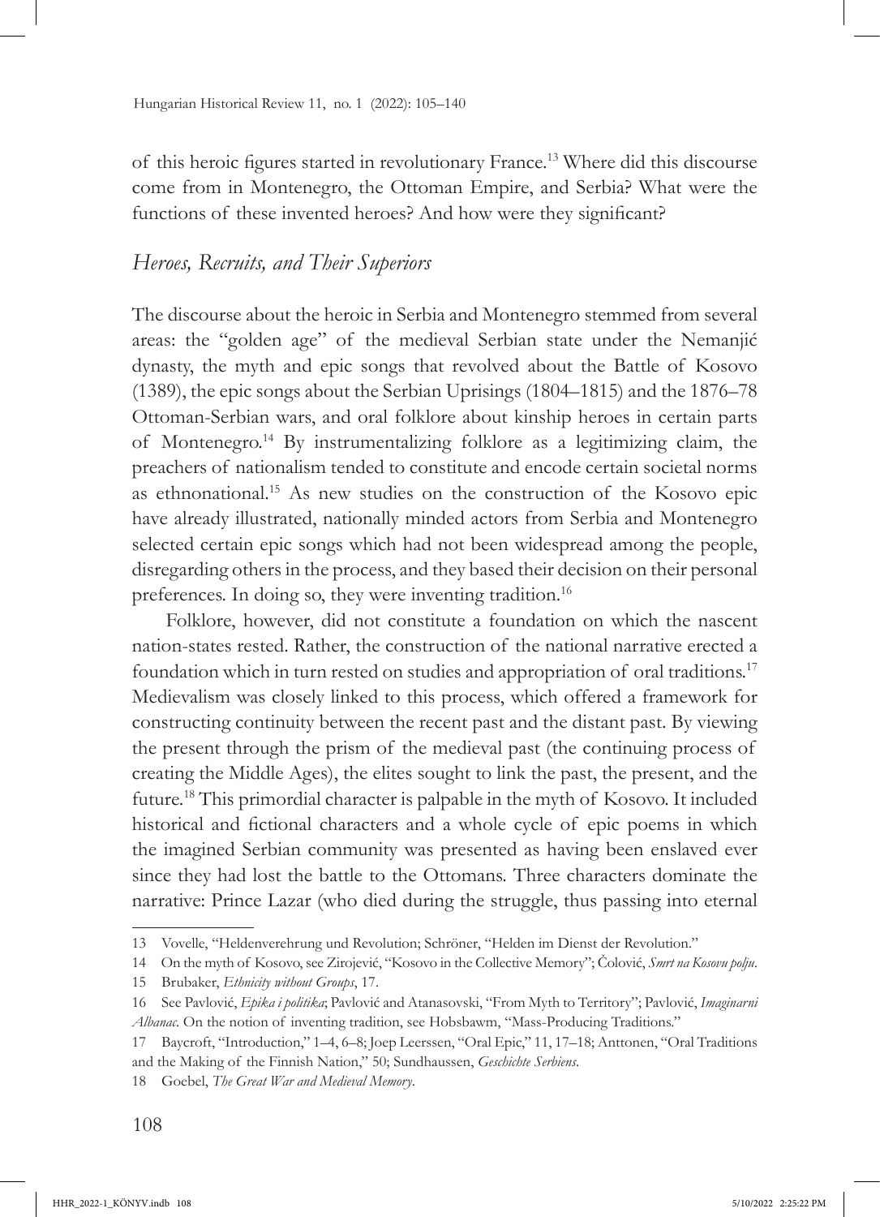of this heroic figures started in revolutionary France.[13] Where did this discourse come from in Montenegro, the Ottoman Empire, and Serbia? What were the functions of these invented heroes? And how were they significant?

## *Heroes, Recruits, and Their Superiors*

The discourse about the heroic in Serbia and Montenegro stemmed from several areas: the "golden age" of the medieval Serbian state under the Nemanjić dynasty, the myth and epic songs that revolved about the Battle of Kosovo (1389), the epic songs about the Serbian Uprisings (1804–1815) and the 1876–78 Ottoman-Serbian wars, and oral folklore about kinship heroes in certain parts of Montenegro.[14] By instrumentalizing folklore as a legitimizing claim, the preachers of nationalism tended to constitute and encode certain societal norms as ethnonational.[15] As new studies on the construction of the Kosovo epic have already illustrated, nationally minded actors from Serbia and Montenegro selected certain epic songs which had not been widespread among the people, disregarding others in the process, and they based their decision on their personal preferences. In doing so, they were inventing tradition.[16]

Folklore, however, did not constitute a foundation on which the nascent nation-states rested. Rather, the construction of the national narrative erected a foundation which in turn rested on studies and appropriation of oral traditions.[17] Medievalism was closely linked to this process, which offered a framework for constructing continuity between the recent past and the distant past. By viewing the present through the prism of the medieval past (the continuing process of creating the Middle Ages), the elites sought to link the past, the present, and the future.[18] This primordial character is palpable in the myth of Kosovo. It included historical and fictional characters and a whole cycle of epic poems in which the imagined Serbian community was presented as having been enslaved ever since they had lost the battle to the Ottomans. Three characters dominate the narrative: Prince Lazar (who died during the struggle, thus passing into eternal

---

13 Vovelle, "Heldenverehrung und Revolution; Schröner, "Helden im Dienst der Revolution."

14 On the myth of Kosovo, see Zirojević, "Kosovo in the Collective Memory"; Čolović, *Smrt na Kosovu polju*.

15 Brubaker, *Ethnicity without Groups*, 17.

16 See Pavlović, *Epika i politika*; Pavlović and Atanasovski, "From Myth to Territory"; Pavlović, *Imaginarni Albanac*. On the notion of inventing tradition, see Hobsbawm, "Mass-Producing Traditions."

17 Baycroft, "Introduction," 1–4, 6–8; Joep Leerssen, "Oral Epic," 11, 17–18; Anttonen, "Oral Traditions and the Making of the Finnish Nation," 50; Sundhaussen, *Geschichte Serbiens*.

18 Goebel, *The Great War and Medieval Memory*.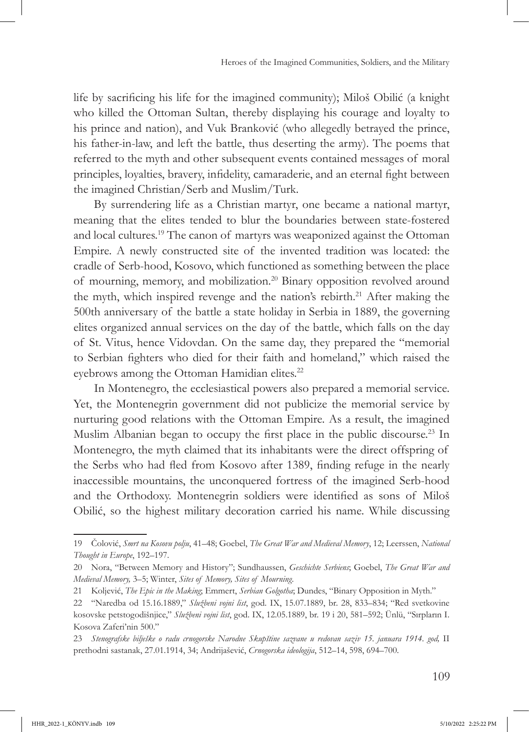life by sacrificing his life for the imagined community); Miloš Obilić (a knight who killed the Ottoman Sultan, thereby displaying his courage and loyalty to his prince and nation), and Vuk Branković (who allegedly betrayed the prince, his father-in-law, and left the battle, thus deserting the army). The poems that referred to the myth and other subsequent events contained messages of moral principles, loyalties, bravery, infidelity, camaraderie, and an eternal fight between the imagined Christian/Serb and Muslim/Turk.

By surrendering life as a Christian martyr, one became a national martyr, meaning that the elites tended to blur the boundaries between state-fostered and local cultures.[19] The canon of martyrs was weaponized against the Ottoman Empire. A newly constructed site of the invented tradition was located: the cradle of Serb-hood, Kosovo, which functioned as something between the place of mourning, memory, and mobilization.[20] Binary opposition revolved around the myth, which inspired revenge and the nation's rebirth.[21] After making the 500th anniversary of the battle a state holiday in Serbia in 1889, the governing elites organized annual services on the day of the battle, which falls on the day of St. Vitus, hence Vidovdan. On the same day, they prepared the "memorial to Serbian fighters who died for their faith and homeland," which raised the eyebrows among the Ottoman Hamidian elites.[22]

In Montenegro, the ecclesiastical powers also prepared a memorial service. Yet, the Montenegrin government did not publicize the memorial service by nurturing good relations with the Ottoman Empire. As a result, the imagined Muslim Albanian began to occupy the first place in the public discourse.[23] In Montenegro, the myth claimed that its inhabitants were the direct offspring of the Serbs who had fled from Kosovo after 1389, finding refuge in the nearly inaccessible mountains, the unconquered fortress of the imagined Serb-hood and the Orthodoxy. Montenegrin soldiers were identified as sons of Miloš Obilić, so the highest military decoration carried his name. While discussing

---

19 Čolović, *Smrt na Kosovu polju*, 41–48; Goebel, *The Great War and Medieval Memory*, 12; Leerssen, *National Thought in Europe*, 192–197.

20 Nora, "Between Memory and History"; Sundhaussen, *Geschichte Serbiens*; Goebel, *The Great War and Medieval Memory,* 3–5; Winter, *Sites of Memory, Sites of Mourning*.

21 Koljević, *The Epic in the Making*; Emmert, *Serbian Golgotha*; Dundes, "Binary Opposition in Myth."

22 "Naredba od 15.16.1889," *Službeni vojni list*, god. IX, 15.07.1889, br. 28, 833–834; "Red svetkovine kosovske petstogodišnjice," *Službeni vojni list*, god. IX, 12.05.1889, br. 19 i 20, 581–592; Ünlü, "Sırpların I. Kosova Zaferi'nin 500."

23 *Stenografske bilješke o radu crnogorske Narodne Skupštine sazvane u redovan saziv 15. januara 1914. god,* II prethodni sastanak, 27.01.1914, 34; Andrijašević, *Crnogorska ideologija*, 512–14, 598, 694–700.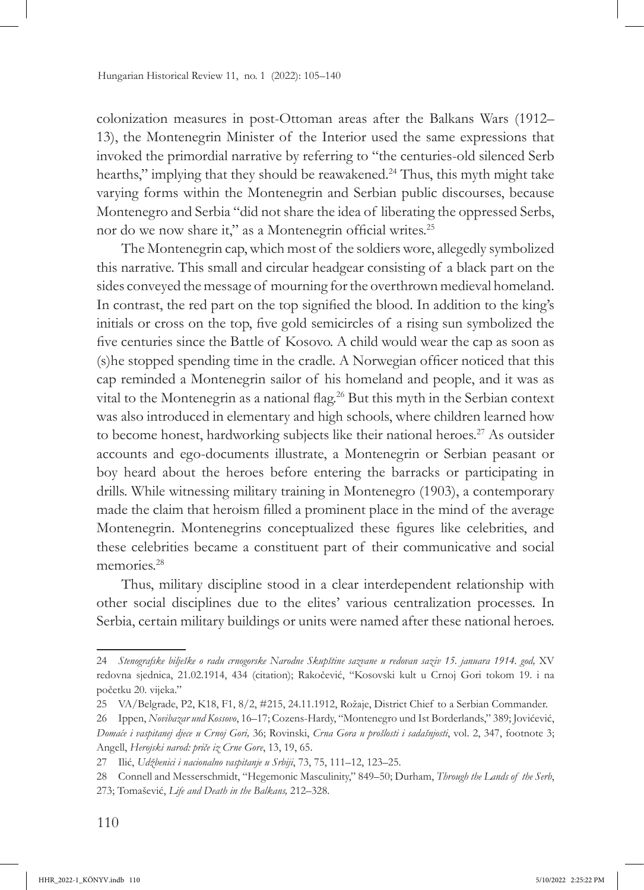colonization measures in post-Ottoman areas after the Balkans Wars (1912–13), the Montenegrin Minister of the Interior used the same expressions that invoked the primordial narrative by referring to "the centuries-old silenced Serb hearths," implying that they should be reawakened.[24] Thus, this myth might take varying forms within the Montenegrin and Serbian public discourses, because Montenegro and Serbia "did not share the idea of liberating the oppressed Serbs, nor do we now share it," as a Montenegrin official writes.[25]

The Montenegrin cap, which most of the soldiers wore, allegedly symbolized this narrative. This small and circular headgear consisting of a black part on the sides conveyed the message of mourning for the overthrown medieval homeland. In contrast, the red part on the top signified the blood. In addition to the king's initials or cross on the top, five gold semicircles of a rising sun symbolized the five centuries since the Battle of Kosovo. A child would wear the cap as soon as (s)he stopped spending time in the cradle. A Norwegian officer noticed that this cap reminded a Montenegrin sailor of his homeland and people, and it was as vital to the Montenegrin as a national flag.[26] But this myth in the Serbian context was also introduced in elementary and high schools, where children learned how to become honest, hardworking subjects like their national heroes.[27] As outsider accounts and ego-documents illustrate, a Montenegrin or Serbian peasant or boy heard about the heroes before entering the barracks or participating in drills. While witnessing military training in Montenegro (1903), a contemporary made the claim that heroism filled a prominent place in the mind of the average Montenegrin. Montenegrins conceptualized these figures like celebrities, and these celebrities became a constituent part of their communicative and social memories.[28]

Thus, military discipline stood in a clear interdependent relationship with other social disciplines due to the elites' various centralization processes. In Serbia, certain military buildings or units were named after these national heroes.

---

24 *Stenografske bilješke o radu crnogorske Narodne Skupštine sazvane u redovan saziv 15. januara 1914. god,* XV redovna sjednica, 21.02.1914, 434 (citation); Rakočević, "Kosovski kult u Crnoj Gori tokom 19. i na početku 20. vijeka."

25 VA/Belgrade, P2, K18, F1, 8/2, #215, 24.11.1912, Rožaje, District Chief to a Serbian Commander.

26 Ippen, *Novibazar und Kossovo*, 16–17; Cozens-Hardy, "Montenegro und Ist Borderlands," 389; Jovićević, *Domaće i vaspitanej djece u Crnoj Gori,* 36; Rovinski, *Crna Gora u prošlosti i sadašnjosti*, vol. 2, 347, footnote 3; Angell, *Herojski narod: priče iz Crne Gore*, 13, 19, 65.

27 Ilić, *Udžbenici i nacionalno vaspitanje u Srbiji*, 73, 75, 111–12, 123–25.

28 Connell and Messerschmidt, "Hegemonic Masculinity," 849–50; Durham, *Through the Lands of the Serb*, 273; Tomašević, *Life and Death in the Balkans,* 212–328.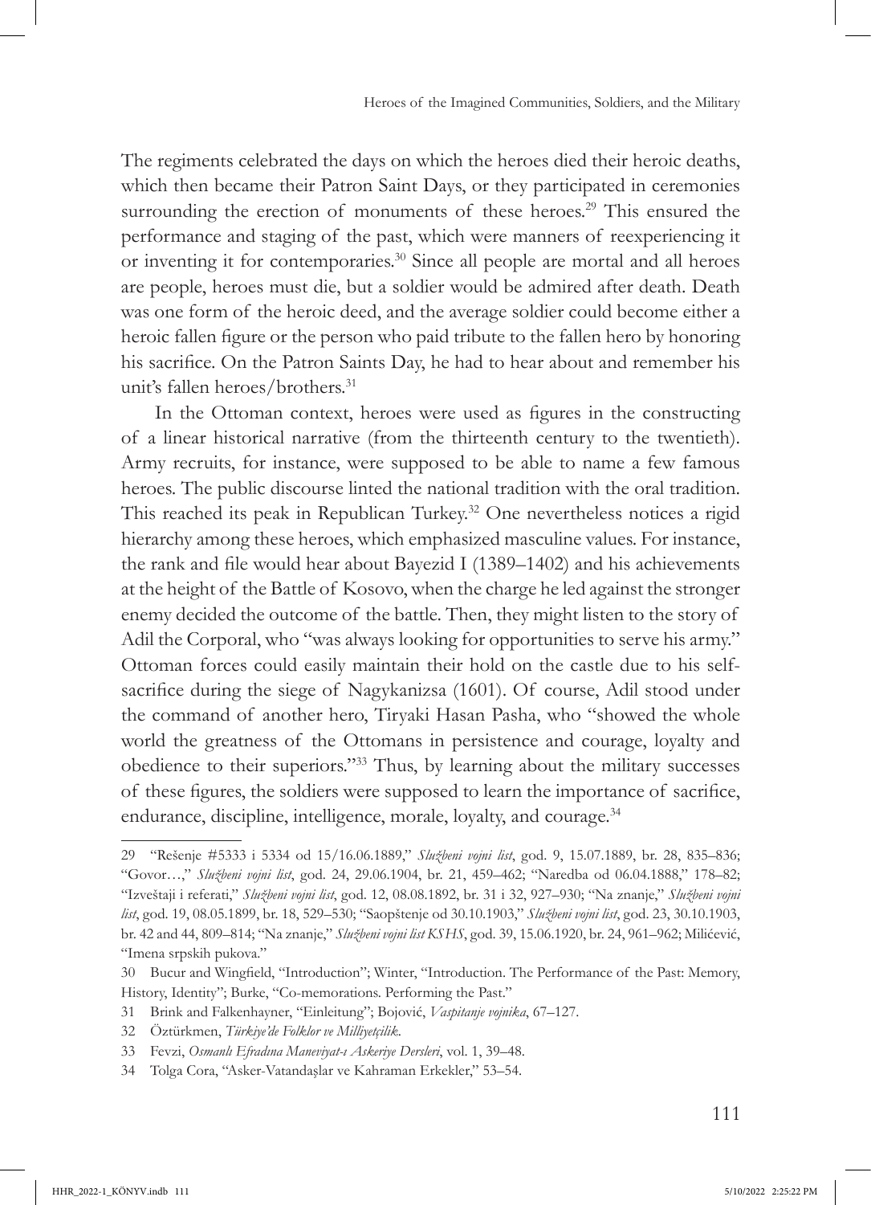The regiments celebrated the days on which the heroes died their heroic deaths, which then became their Patron Saint Days, or they participated in ceremonies surrounding the erection of monuments of these heroes.[29] This ensured the performance and staging of the past, which were manners of reexperiencing it or inventing it for contemporaries.[30] Since all people are mortal and all heroes are people, heroes must die, but a soldier would be admired after death. Death was one form of the heroic deed, and the average soldier could become either a heroic fallen figure or the person who paid tribute to the fallen hero by honoring his sacrifice. On the Patron Saints Day, he had to hear about and remember his unit's fallen heroes/brothers.[31]

In the Ottoman context, heroes were used as figures in the constructing of a linear historical narrative (from the thirteenth century to the twentieth). Army recruits, for instance, were supposed to be able to name a few famous heroes. The public discourse linted the national tradition with the oral tradition. This reached its peak in Republican Turkey.[32] One nevertheless notices a rigid hierarchy among these heroes, which emphasized masculine values. For instance, the rank and file would hear about Bayezid I (1389–1402) and his achievements at the height of the Battle of Kosovo, when the charge he led against the stronger enemy decided the outcome of the battle. Then, they might listen to the story of Adil the Corporal, who "was always looking for opportunities to serve his army." Ottoman forces could easily maintain their hold on the castle due to his self-sacrifice during the siege of Nagykanizsa (1601). Of course, Adil stood under the command of another hero, Tiryaki Hasan Pasha, who "showed the whole world the greatness of the Ottomans in persistence and courage, loyalty and obedience to their superiors."[33] Thus, by learning about the military successes of these figures, the soldiers were supposed to learn the importance of sacrifice, endurance, discipline, intelligence, morale, loyalty, and courage.[34]

---

29 "Rešenje #5333 i 5334 od 15/16.06.1889," *Službeni vojni list*, god. 9, 15.07.1889, br. 28, 835–836; "Govor…," *Službeni vojni list*, god. 24, 29.06.1904, br. 21, 459–462; "Naredba od 06.04.1888," 178–82; "Izveštaji i referati," *Službeni vojni list*, god. 12, 08.08.1892, br. 31 i 32, 927–930; "Na znanje," *Službeni vojni list*, god. 19, 08.05.1899, br. 18, 529–530; "Saopštenje od 30.10.1903," *Službeni vojni list*, god. 23, 30.10.1903, br. 42 and 44, 809–814; "Na znanje," *Službeni vojni list KSHS*, god. 39, 15.06.1920, br. 24, 961–962; Milićević, "Imena srpskih pukova."

30 Bucur and Wingfield, "Introduction"; Winter, "Introduction. The Performance of the Past: Memory, History, Identity"; Burke, "Co-memorations. Performing the Past."

31 Brink and Falkenhayner, "Einleitung"; Bojović, *Vaspitanje vojnika*, 67–127.

32 Öztürkmen, *Türkiye'de Folklor ve Milliyetçilik*.

33 Fevzi, *Osmanlı Efradına Maneviyat-ı Askeriye Dersleri*, vol. 1, 39–48.

34 Tolga Cora, "Asker-Vatandaşlar ve Kahraman Erkekler," 53–54.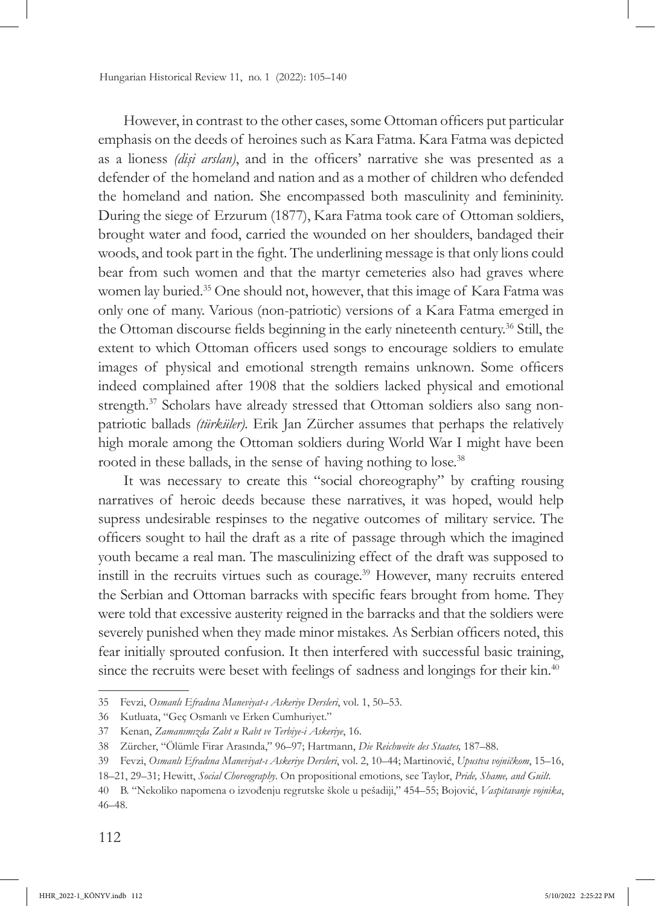However, in contrast to the other cases, some Ottoman officers put particular emphasis on the deeds of heroines such as Kara Fatma. Kara Fatma was depicted as a lioness *(dişi arslan)*, and in the officers' narrative she was presented as a defender of the homeland and nation and as a mother of children who defended the homeland and nation. She encompassed both masculinity and femininity. During the siege of Erzurum (1877), Kara Fatma took care of Ottoman soldiers, brought water and food, carried the wounded on her shoulders, bandaged their woods, and took part in the fight. The underlining message is that only lions could bear from such women and that the martyr cemeteries also had graves where women lay buried.[35] One should not, however, that this image of Kara Fatma was only one of many. Various (non-patriotic) versions of a Kara Fatma emerged in the Ottoman discourse fields beginning in the early nineteenth century.[36] Still, the extent to which Ottoman officers used songs to encourage soldiers to emulate images of physical and emotional strength remains unknown. Some officers indeed complained after 1908 that the soldiers lacked physical and emotional strength.[37] Scholars have already stressed that Ottoman soldiers also sang non-patriotic ballads *(türküler)*. Erik Jan Zürcher assumes that perhaps the relatively high morale among the Ottoman soldiers during World War I might have been rooted in these ballads, in the sense of having nothing to lose.[38]

It was necessary to create this "social choreography" by crafting rousing narratives of heroic deeds because these narratives, it was hoped, would help supress undesirable respinses to the negative outcomes of military service. The officers sought to hail the draft as a rite of passage through which the imagined youth became a real man. The masculinizing effect of the draft was supposed to instill in the recruits virtues such as courage.[39] However, many recruits entered the Serbian and Ottoman barracks with specific fears brought from home. They were told that excessive austerity reigned in the barracks and that the soldiers were severely punished when they made minor mistakes. As Serbian officers noted, this fear initially sprouted confusion. It then interfered with successful basic training, since the recruits were beset with feelings of sadness and longings for their kin.[40]

---

35 Fevzi, *Osmanlı Efradına Maneviyat-ı Askeriye Dersleri*, vol. 1, 50–53.

36 Kutluata, "Geç Osmanlı ve Erken Cumhuriyet."

37 Kenan, *Zamanımızda Zabt u Rabt ve Terbiye-i Askeriye*, 16.

38 Zürcher, "Ölümle Firar Arasında," 96–97; Hartmann, *Die Reichweite des Staates,* 187–88.

39 Fevzi, *Osmanlı Efradına Maneviyat-ı Askeriye Dersleri*, vol. 2, 10–44; Martinović, *Upustva vojničkom*, 15–16, 18–21, 29–31; Hewitt, *Social Choreography*. On propositional emotions, see Taylor, *Pride, Shame, and Guilt*.

40 B. "Nekoliko napomena o izvođenju regrutske škole u pešadiji," 454–55; Bojović, *Vaspitavanje vojnika*, 46–48.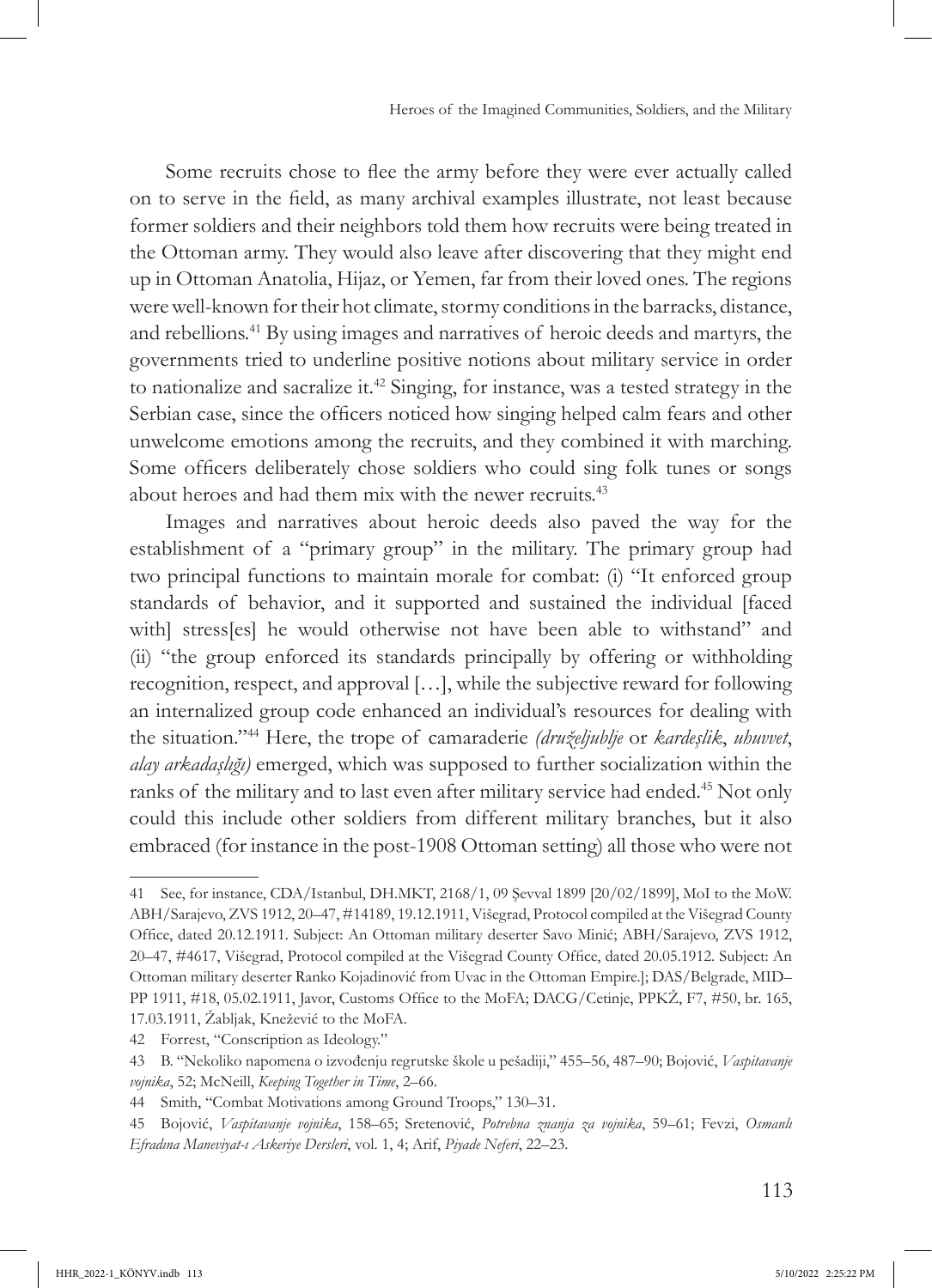Some recruits chose to flee the army before they were ever actually called on to serve in the field, as many archival examples illustrate, not least because former soldiers and their neighbors told them how recruits were being treated in the Ottoman army. They would also leave after discovering that they might end up in Ottoman Anatolia, Hijaz, or Yemen, far from their loved ones. The regions were well-known for their hot climate, stormy conditions in the barracks, distance, and rebellions.[41] By using images and narratives of heroic deeds and martyrs, the governments tried to underline positive notions about military service in order to nationalize and sacralize it.[42] Singing, for instance, was a tested strategy in the Serbian case, since the officers noticed how singing helped calm fears and other unwelcome emotions among the recruits, and they combined it with marching. Some officers deliberately chose soldiers who could sing folk tunes or songs about heroes and had them mix with the newer recruits.[43]

Images and narratives about heroic deeds also paved the way for the establishment of a "primary group" in the military. The primary group had two principal functions to maintain morale for combat: (i) "It enforced group standards of behavior, and it supported and sustained the individual [faced with] stress[es] he would otherwise not have been able to withstand" and (ii) "the group enforced its standards principally by offering or withholding recognition, respect, and approval […], while the subjective reward for following an internalized group code enhanced an individual's resources for dealing with the situation."[44] Here, the trope of camaraderie *(druželjublje* or *kardeşlik*, *uhuvvet*, *alay arkadaşlığı)* emerged, which was supposed to further socialization within the ranks of the military and to last even after military service had ended.[45] Not only could this include other soldiers from different military branches, but it also embraced (for instance in the post-1908 Ottoman setting) all those who were not

---

41 See, for instance, CDA/Istanbul, DH.MKT, 2168/1, 09 Şevval 1899 [20/02/1899], MoI to the MoW. ABH/Sarajevo, ZVS 1912, 20–47, #14189, 19.12.1911, Višegrad, Protocol compiled at the Višegrad County Office, dated 20.12.1911. Subject: An Ottoman military deserter Savo Minić; ABH/Sarajevo, ZVS 1912, 20–47, #4617, Višegrad, Protocol compiled at the Višegrad County Office, dated 20.05.1912. Subject: An Ottoman military deserter Ranko Kojadinović from Uvac in the Ottoman Empire.]; DAS/Belgrade, MID–PP 1911, #18, 05.02.1911, Javor, Customs Office to the MoFA; DACG/Cetinje, PPKŽ, F7, #50, br. 165, 17.03.1911, Žabljak, Knežević to the MoFA.

42 Forrest, "Conscription as Ideology."

43 B. "Nekoliko napomena o izvođenju regrutske škole u pešadiji," 455–56, 487–90; Bojović, *Vaspitavanje vojnika*, 52; McNeill, *Keeping Together in Time*, 2–66.

44 Smith, "Combat Motivations among Ground Troops," 130–31.

45 Bojović, *Vaspitavanje vojnika*, 158–65; Sretenović, *Potrebna znanja za vojnika*, 59–61; Fevzi, *Osmanlı Efradına Maneviyat-ı Askeriye Dersleri*, vol. 1, 4; Arif, *Piyade Neferi*, 22–23.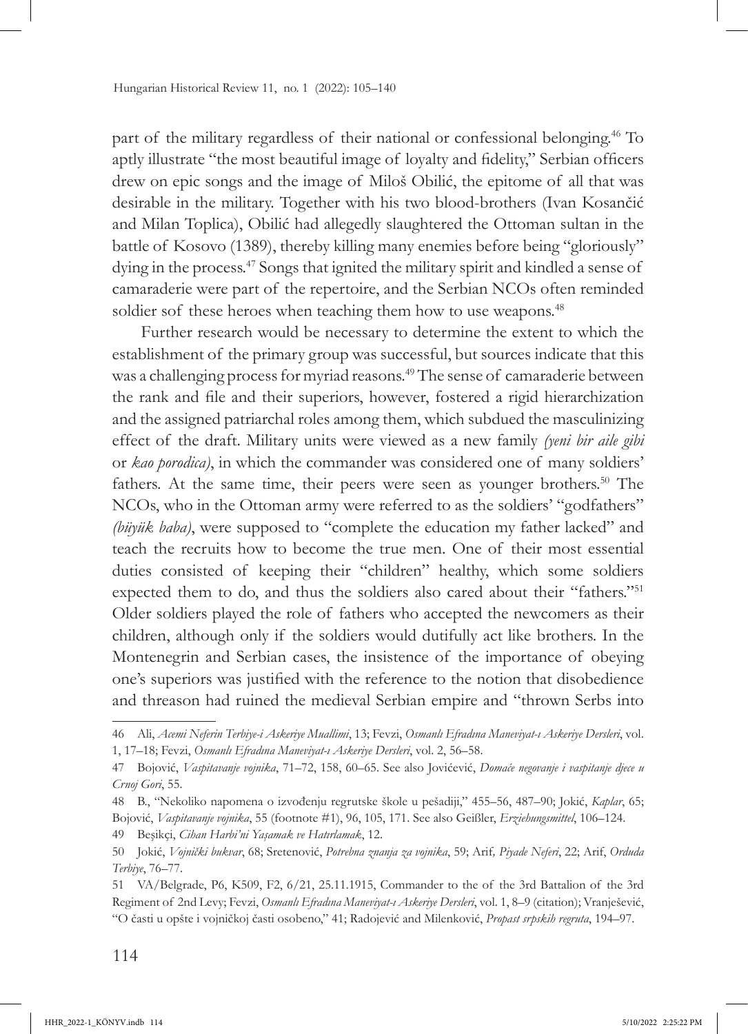part of the military regardless of their national or confessional belonging.[46] To aptly illustrate "the most beautiful image of loyalty and fidelity," Serbian officers drew on epic songs and the image of Miloš Obilić, the epitome of all that was desirable in the military. Together with his two blood-brothers (Ivan Kosančić and Milan Toplica), Obilić had allegedly slaughtered the Ottoman sultan in the battle of Kosovo (1389), thereby killing many enemies before being "gloriously" dying in the process.[47] Songs that ignited the military spirit and kindled a sense of camaraderie were part of the repertoire, and the Serbian NCOs often reminded soldier sof these heroes when teaching them how to use weapons.[48]

Further research would be necessary to determine the extent to which the establishment of the primary group was successful, but sources indicate that this was a challenging process for myriad reasons.[49] The sense of camaraderie between the rank and file and their superiors, however, fostered a rigid hierarchization and the assigned patriarchal roles among them, which subdued the masculinizing effect of the draft. Military units were viewed as a new family *(yeni bir aile gibi* or *kao porodica)*, in which the commander was considered one of many soldiers' fathers. At the same time, their peers were seen as younger brothers.[50] The NCOs, who in the Ottoman army were referred to as the soldiers' "godfathers" *(büyük baba)*, were supposed to "complete the education my father lacked" and teach the recruits how to become the true men. One of their most essential duties consisted of keeping their "children" healthy, which some soldiers expected them to do, and thus the soldiers also cared about their "fathers."[51] Older soldiers played the role of fathers who accepted the newcomers as their children, although only if the soldiers would dutifully act like brothers. In the Montenegrin and Serbian cases, the insistence of the importance of obeying one's superiors was justified with the reference to the notion that disobedience and threason had ruined the medieval Serbian empire and "thrown Serbs into

---

46 Ali, *Acemi Neferin Terbiye-i Askeriye Muallimi*, 13; Fevzi, *Osmanlı Efradına Maneviyat-ı Askeriye Dersleri*, vol. 1, 17–18; Fevzi, *Osmanlı Efradına Maneviyat-ı Askeriye Dersleri*, vol. 2, 56–58.

47 Bojović, *Vaspitavanje vojnika*, 71–72, 158, 60–65. See also Jovićević, *Domaće negovanje i vaspitanje djece u Crnoj Gori*, 55.

48 B., "Nekoliko napomena o izvođenju regrutske škole u pešadiji," 455–56, 487–90; Jokić, *Kaplar*, 65; Bojović, *Vaspitavanje vojnika*, 55 (footnote #1), 96, 105, 171. See also Geißler, *Erziehungsmittel*, 106–124.

49 Beşikçi, *Cihan Harbi'ni Yaşamak ve Hatırlamak*, 12.

50 Jokić, *Vojnički bukvar*, 68; Sretenović, *Potrebna znanja za vojnika*, 59; Arif, *Piyade Neferi*, 22; Arif, *Orduda Terbiye*, 76–77.

51 VA/Belgrade, P6, K509, F2, 6/21, 25.11.1915, Commander to the of the 3rd Battalion of the 3rd Regiment of 2nd Levy; Fevzi, *Osmanlı Efradına Maneviyat-ı Askeriye Dersleri*, vol. 1, 8–9 (citation); Vranješević, "O časti u opšte i vojničkoj časti osobeno," 41; Radojević and Milenković, *Propast srpskih regruta*, 194–97.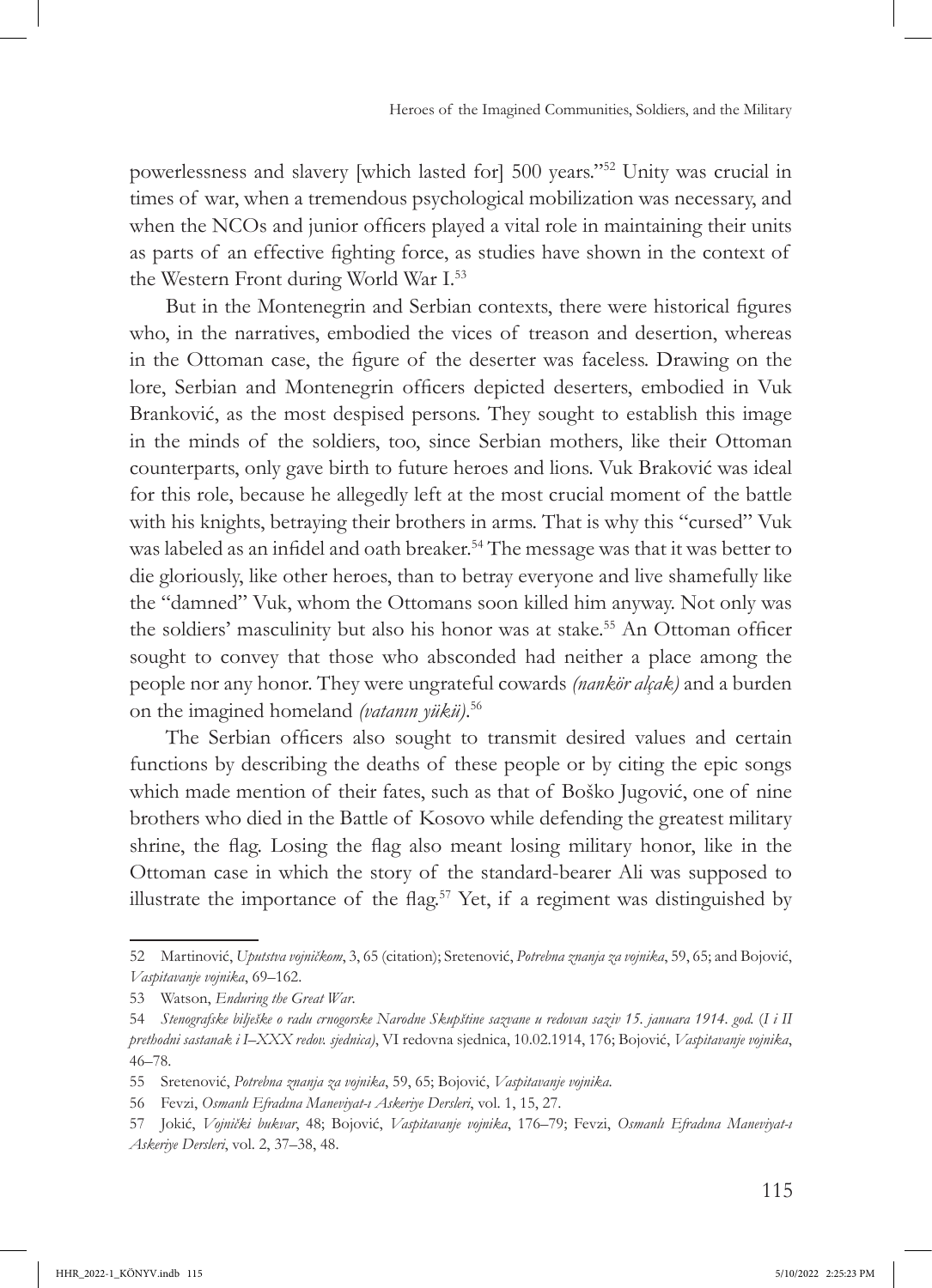powerlessness and slavery [which lasted for] 500 years."[52] Unity was crucial in times of war, when a tremendous psychological mobilization was necessary, and when the NCOs and junior officers played a vital role in maintaining their units as parts of an effective fighting force, as studies have shown in the context of the Western Front during World War I.[53]

But in the Montenegrin and Serbian contexts, there were historical figures who, in the narratives, embodied the vices of treason and desertion, whereas in the Ottoman case, the figure of the deserter was faceless. Drawing on the lore, Serbian and Montenegrin officers depicted deserters, embodied in Vuk Branković, as the most despised persons. They sought to establish this image in the minds of the soldiers, too, since Serbian mothers, like their Ottoman counterparts, only gave birth to future heroes and lions. Vuk Braković was ideal for this role, because he allegedly left at the most crucial moment of the battle with his knights, betraying their brothers in arms. That is why this "cursed" Vuk was labeled as an infidel and oath breaker.[54] The message was that it was better to die gloriously, like other heroes, than to betray everyone and live shamefully like the "damned" Vuk, whom the Ottomans soon killed him anyway. Not only was the soldiers' masculinity but also his honor was at stake.[55] An Ottoman officer sought to convey that those who absconded had neither a place among the people nor any honor. They were ungrateful cowards *(nankör alçak)* and a burden on the imagined homeland *(vatanın yükü)*.[56]

The Serbian officers also sought to transmit desired values and certain functions by describing the deaths of these people or by citing the epic songs which made mention of their fates, such as that of Boško Jugović, one of nine brothers who died in the Battle of Kosovo while defending the greatest military shrine, the flag. Losing the flag also meant losing military honor, like in the Ottoman case in which the story of the standard-bearer Ali was supposed to illustrate the importance of the flag.[57] Yet, if a regiment was distinguished by

---

52 Martinović, *Uputstva vojničkom*, 3, 65 (citation); Sretenović, *Potrebna znanja za vojnika*, 59, 65; and Bojović, *Vaspitavanje vojnika*, 69–162.

53 Watson, *Enduring the Great War*.

54 *Stenografske bilješke o radu crnogorske Narodne Skupštine sazvane u redovan saziv 15. januara 1914. god.* (*I i II prethodni sastanak i I–XXX redov. sjednica)*, VI redovna sjednica, 10.02.1914, 176; Bojović, *Vaspitavanje vojnika*, 46–78.

55 Sretenović, *Potrebna znanja za vojnika*, 59, 65; Bojović, *Vaspitavanje vojnika*.

56 Fevzi, *Osmanlı Efradına Maneviyat-ı Askeriye Dersleri*, vol. 1, 15, 27.

57 Jokić, *Vojnički bukvar*, 48; Bojović, *Vaspitavanje vojnika*, 176–79; Fevzi, *Osmanlı Efradına Maneviyat-ı Askeriye Dersleri*, vol. 2, 37–38, 48.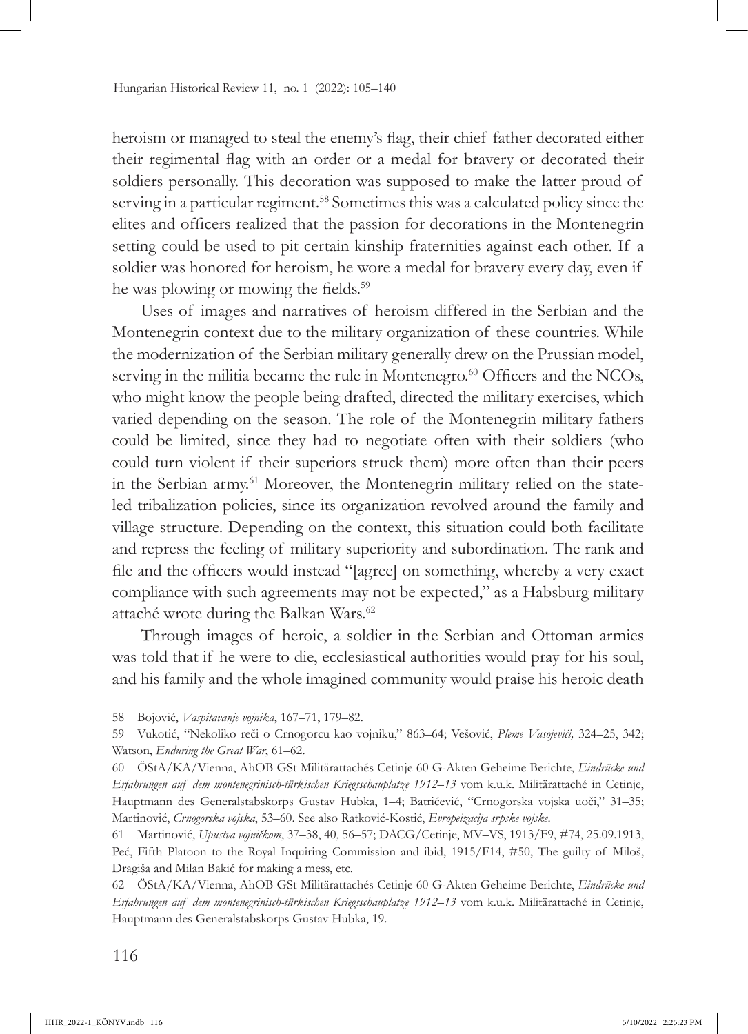heroism or managed to steal the enemy's flag, their chief father decorated either their regimental flag with an order or a medal for bravery or decorated their soldiers personally. This decoration was supposed to make the latter proud of serving in a particular regiment.[58] Sometimes this was a calculated policy since the elites and officers realized that the passion for decorations in the Montenegrin setting could be used to pit certain kinship fraternities against each other. If a soldier was honored for heroism, he wore a medal for bravery every day, even if he was plowing or mowing the fields.[59]

Uses of images and narratives of heroism differed in the Serbian and the Montenegrin context due to the military organization of these countries. While the modernization of the Serbian military generally drew on the Prussian model, serving in the militia became the rule in Montenegro.[60] Officers and the NCOs, who might know the people being drafted, directed the military exercises, which varied depending on the season. The role of the Montenegrin military fathers could be limited, since they had to negotiate often with their soldiers (who could turn violent if their superiors struck them) more often than their peers in the Serbian army.[61] Moreover, the Montenegrin military relied on the state-led tribalization policies, since its organization revolved around the family and village structure. Depending on the context, this situation could both facilitate and repress the feeling of military superiority and subordination. The rank and file and the officers would instead "[agree] on something, whereby a very exact compliance with such agreements may not be expected," as a Habsburg military attaché wrote during the Balkan Wars.[62]

Through images of heroic, a soldier in the Serbian and Ottoman armies was told that if he were to die, ecclesiastical authorities would pray for his soul, and his family and the whole imagined community would praise his heroic death

---

58 Bojović, *Vaspitavanje vojnika*, 167–71, 179–82.

59 Vukotić, "Nekoliko reči o Crnogorcu kao vojniku," 863–64; Vešović, *Pleme Vasojevići,* 324–25, 342; Watson, *Enduring the Great War*, 61–62.

60 ÖStA/KA/Vienna, AhOB GSt Militärattachés Cetinje 60 G-Akten Geheime Berichte, *Eindrücke und Erfahrungen auf dem montenegrinisch-türkischen Kriegsschauplatze 1912–13* vom k.u.k. Militärattaché in Cetinje, Hauptmann des Generalstabskorps Gustav Hubka, 1–4; Batrićević, "Crnogorska vojska uoči," 31–35; Martinović, *Crnogorska vojska*, 53–60. See also Ratković-Kostić, *Evropeizacija srpske vojske*.

61 Martinović, *Upustva vojničkom*, 37–38, 40, 56–57; DACG/Cetinje, MV–VS, 1913/F9, #74, 25.09.1913, Peć, Fifth Platoon to the Royal Inquiring Commission and ibid, 1915/F14, #50, The guilty of Miloš, Dragiša and Milan Bakić for making a mess, etc.

62 ÖStA/KA/Vienna, AhOB GSt Militärattachés Cetinje 60 G-Akten Geheime Berichte, *Eindrücke und Erfahrungen auf dem montenegrinisch-türkischen Kriegsschauplatze 1912–13* vom k.u.k. Militärattaché in Cetinje, Hauptmann des Generalstabskorps Gustav Hubka, 19.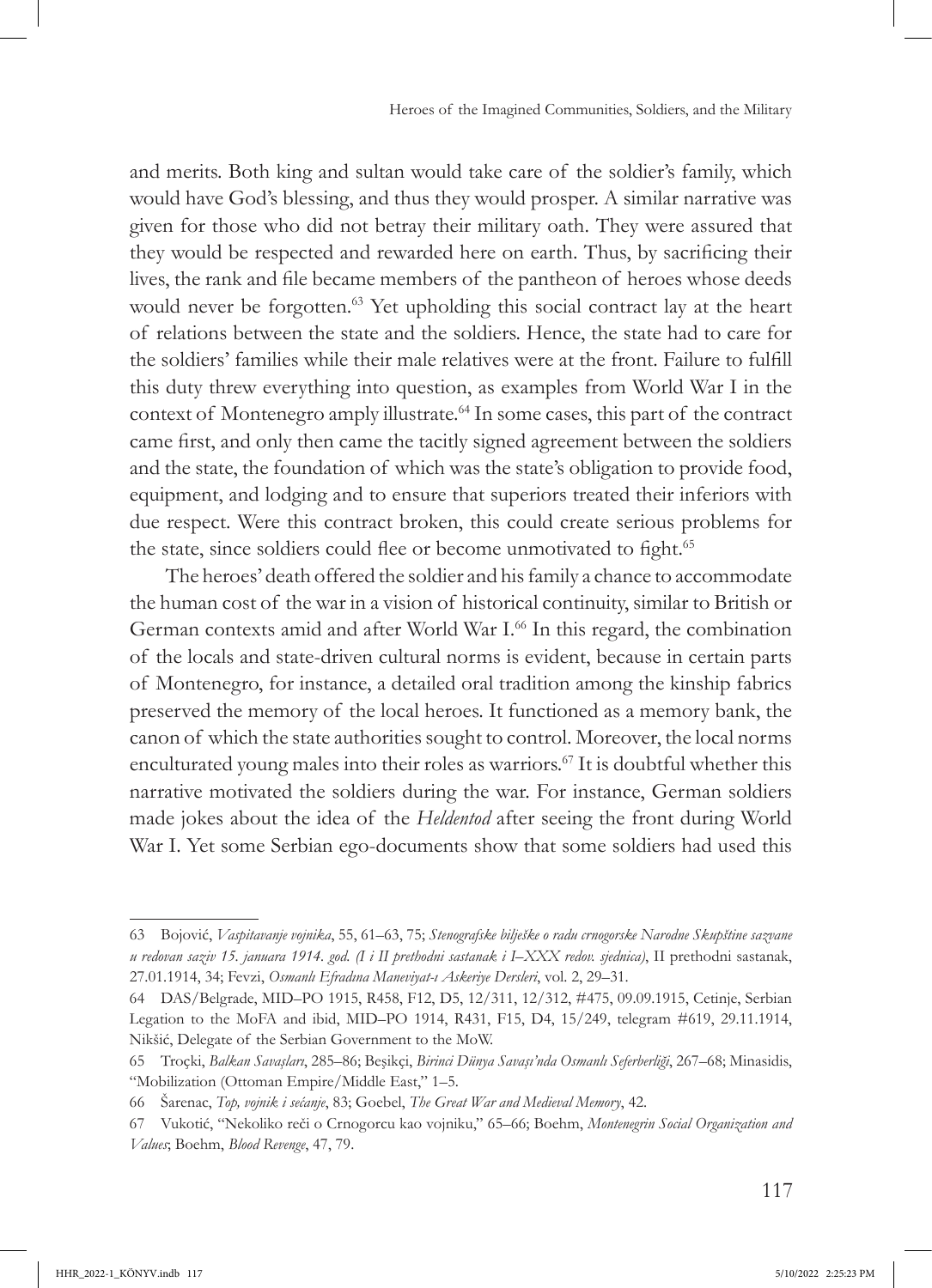and merits. Both king and sultan would take care of the soldier's family, which would have God's blessing, and thus they would prosper. A similar narrative was given for those who did not betray their military oath. They were assured that they would be respected and rewarded here on earth. Thus, by sacrificing their lives, the rank and file became members of the pantheon of heroes whose deeds would never be forgotten.[63] Yet upholding this social contract lay at the heart of relations between the state and the soldiers. Hence, the state had to care for the soldiers' families while their male relatives were at the front. Failure to fulfill this duty threw everything into question, as examples from World War I in the context of Montenegro amply illustrate.[64] In some cases, this part of the contract came first, and only then came the tacitly signed agreement between the soldiers and the state, the foundation of which was the state's obligation to provide food, equipment, and lodging and to ensure that superiors treated their inferiors with due respect. Were this contract broken, this could create serious problems for the state, since soldiers could flee or become unmotivated to fight.[65]

The heroes' death offered the soldier and his family a chance to accommodate the human cost of the war in a vision of historical continuity, similar to British or German contexts amid and after World War I.[66] In this regard, the combination of the locals and state-driven cultural norms is evident, because in certain parts of Montenegro, for instance, a detailed oral tradition among the kinship fabrics preserved the memory of the local heroes. It functioned as a memory bank, the canon of which the state authorities sought to control. Moreover, the local norms enculturated young males into their roles as warriors.[67] It is doubtful whether this narrative motivated the soldiers during the war. For instance, German soldiers made jokes about the idea of the *Heldentod* after seeing the front during World War I. Yet some Serbian ego-documents show that some soldiers had used this

---

63 Bojović, *Vaspitavanje vojnika*, 55, 61–63, 75; *Stenografske bilješke o radu crnogorske Narodne Skupštine sazvane u redovan saziv 15. januara 1914. god. (I i II prethodni sastanak i I–XXX redov. sjednica)*, II prethodni sastanak, 27.01.1914, 34; Fevzi, *Osmanlı Efradına Maneviyat-ı Askeriye Dersleri*, vol. 2, 29–31.

64 DAS/Belgrade, MID–PO 1915, R458, F12, D5, 12/311, 12/312, #475, 09.09.1915, Cetinje, Serbian Legation to the MoFA and ibid, MID–PO 1914, R431, F15, D4, 15/249, telegram #619, 29.11.1914, Nikšić, Delegate of the Serbian Government to the MoW.

65 Troçki, *Balkan Savaşları*, 285–86; Beşikçi, *Birinci Dünya Savaşı'nda Osmanlı Seferberliği*, 267–68; Minasidis, "Mobilization (Ottoman Empire/Middle East," 1–5.

66 Šarenac, *Top, vojnik i sećanje*, 83; Goebel, *The Great War and Medieval Memory*, 42.

67 Vukotić, "Nekoliko reči o Crnogorcu kao vojniku," 65–66; Boehm, *Montenegrin Social Organization and Values*; Boehm, *Blood Revenge*, 47, 79.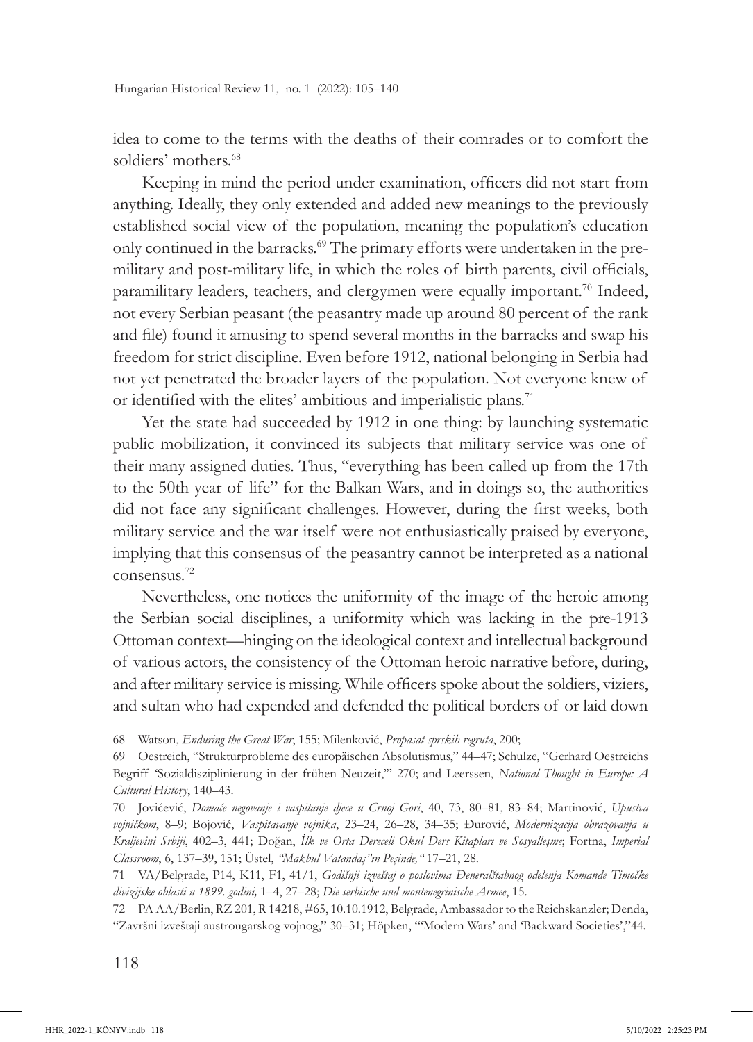idea to come to the terms with the deaths of their comrades or to comfort the soldiers' mothers.[68]

Keeping in mind the period under examination, officers did not start from anything. Ideally, they only extended and added new meanings to the previously established social view of the population, meaning the population's education only continued in the barracks.[69] The primary efforts were undertaken in the pre-military and post-military life, in which the roles of birth parents, civil officials, paramilitary leaders, teachers, and clergymen were equally important.[70] Indeed, not every Serbian peasant (the peasantry made up around 80 percent of the rank and file) found it amusing to spend several months in the barracks and swap his freedom for strict discipline. Even before 1912, national belonging in Serbia had not yet penetrated the broader layers of the population. Not everyone knew of or identified with the elites' ambitious and imperialistic plans.[71]

Yet the state had succeeded by 1912 in one thing: by launching systematic public mobilization, it convinced its subjects that military service was one of their many assigned duties. Thus, "everything has been called up from the 17th to the 50th year of life" for the Balkan Wars, and in doings so, the authorities did not face any significant challenges. However, during the first weeks, both military service and the war itself were not enthusiastically praised by everyone, implying that this consensus of the peasantry cannot be interpreted as a national consensus.[72]

Nevertheless, one notices the uniformity of the image of the heroic among the Serbian social disciplines, a uniformity which was lacking in the pre-1913 Ottoman context—hinging on the ideological context and intellectual background of various actors, the consistency of the Ottoman heroic narrative before, during, and after military service is missing. While officers spoke about the soldiers, viziers, and sultan who had expended and defended the political borders of or laid down

---

68 Watson, *Enduring the Great War*, 155; Milenković, *Propasat sprskih regruta*, 200;

69 Oestreich, "Strukturprobleme des europäischen Absolutismus," 44–47; Schulze, "Gerhard Oestreichs Begriff 'Sozialdisziplinierung in der frühen Neuzeit,'" 270; and Leerssen, *National Thought in Europe: A Cultural History*, 140–43.

70 Jovićević, *Domaće negovanje i vaspitanje djece u Crnoj Gori*, 40, 73, 80–81, 83–84; Martinović, *Upustva vojničkom*, 8–9; Bojović, *Vaspitavanje vojnika*, 23–24, 26–28, 34–35; Đurović, *Modernizacija obrazovanja u Kraljevini Srbiji*, 402–3, 441; Doğan, *İlk ve Orta Dereceli Okul Ders Kitapları ve Sosyalleşme*; Fortna, *Imperial Classroom*, 6, 137–39, 151; Üstel, *"Makbul Vatandaş"ın Peşinde,"* 17–21, 28.

71 VA/Belgrade, P14, K11, F1, 41/1, *Godišnji izveštaj o poslovima Đeneralštabnog odelenja Komande Timočke divizijske oblasti u 1899. godini,* 1–4, 27–28; *Die serbische und montenegrinische Armee*, 15.

72 PA AA/Berlin, RZ 201, R 14218, #65, 10.10.1912, Belgrade, Ambassador to the Reichskanzler; Denda, "Završni izveštaji austrougarskog vojnog," 30–31; Höpken, "'Modern Wars' and 'Backward Societies'," 44.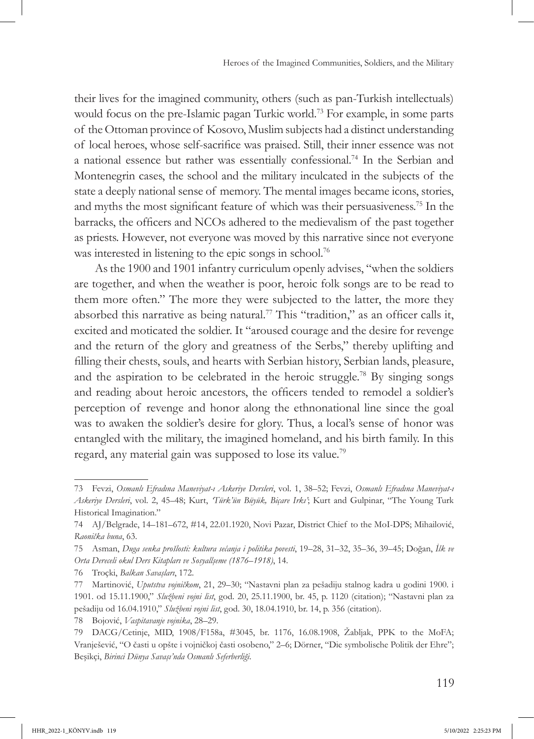their lives for the imagined community, others (such as pan-Turkish intellectuals) would focus on the pre-Islamic pagan Turkic world.[73] For example, in some parts of the Ottoman province of Kosovo, Muslim subjects had a distinct understanding of local heroes, whose self-sacrifice was praised. Still, their inner essence was not a national essence but rather was essentially confessional.[74] In the Serbian and Montenegrin cases, the school and the military inculcated in the subjects of the state a deeply national sense of memory. The mental images became icons, stories, and myths the most significant feature of which was their persuasiveness.[75] In the barracks, the officers and NCOs adhered to the medievalism of the past together as priests. However, not everyone was moved by this narrative since not everyone was interested in listening to the epic songs in school.[76]

As the 1900 and 1901 infantry curriculum openly advises, "when the soldiers are together, and when the weather is poor, heroic folk songs are to be read to them more often." The more they were subjected to the latter, the more they absorbed this narrative as being natural.[77] This "tradition," as an officer calls it, excited and moticated the soldier. It "aroused courage and the desire for revenge and the return of the glory and greatness of the Serbs," thereby uplifting and filling their chests, souls, and hearts with Serbian history, Serbian lands, pleasure, and the aspiration to be celebrated in the heroic struggle.[78] By singing songs and reading about heroic ancestors, the officers tended to remodel a soldier's perception of revenge and honor along the ethnonational line since the goal was to awaken the soldier's desire for glory. Thus, a local's sense of honor was entangled with the military, the imagined homeland, and his birth family. In this regard, any material gain was supposed to lose its value.[79]

---

73 Fevzi, *Osmanlı Efradına Maneviyat-ı Askeriye Dersleri*, vol. 1, 38–52; Fevzi, *Osmanlı Efradına Maneviyat-ı Askeriye Dersleri*, vol. 2, 45–48; Kurt, *'Türk'ün Büyük, Biçare Irkı'*; Kurt and Gulpinar, "The Young Turk Historical Imagination."

74 AJ/Belgrade, 14–181–672, #14, 22.01.1920, Novi Pazar, District Chief to the MoI-DPS; Mihailović, *Raonička buna*, 63.

75 Asman, *Duga senka prošlosti: kultura sećanja i politika povesti*, 19–28, 31–32, 35–36, 39–45; Doğan, *İlk ve Orta Dereceli okul Ders Kitapları ve Sosyallşeme (1876–1918)*, 14.

76 Troçki, *Balkan Savaşları*, 172.

77 Martinović, *Uputstva vojničkom*, 21, 29–30; "Nastavni plan za pešadiju stalnog kadra u godini 1900. i 1901. od 15.11.1900," *Službeni vojni list*, god. 20, 25.11.1900, br. 45, p. 1120 (citation); "Nastavni plan za pešadiju od 16.04.1910," *Službeni vojni list*, god. 30, 18.04.1910, br. 14, p. 356 (citation).

78 Bojović, *Vaspitavanje vojnika*, 28–29.

79 DACG/Cetinje, MID, 1908/F158a, #3045, br. 1176, 16.08.1908, Žabljak, PPK to the MoFA; Vranješević, "O časti u opšte i vojničkoj časti osobeno," 2–6; Dörner, "Die symbolische Politik der Ehre"; Beşikçi, *Birinci Dünya Savaşı'nda Osmanlı Seferberliği*.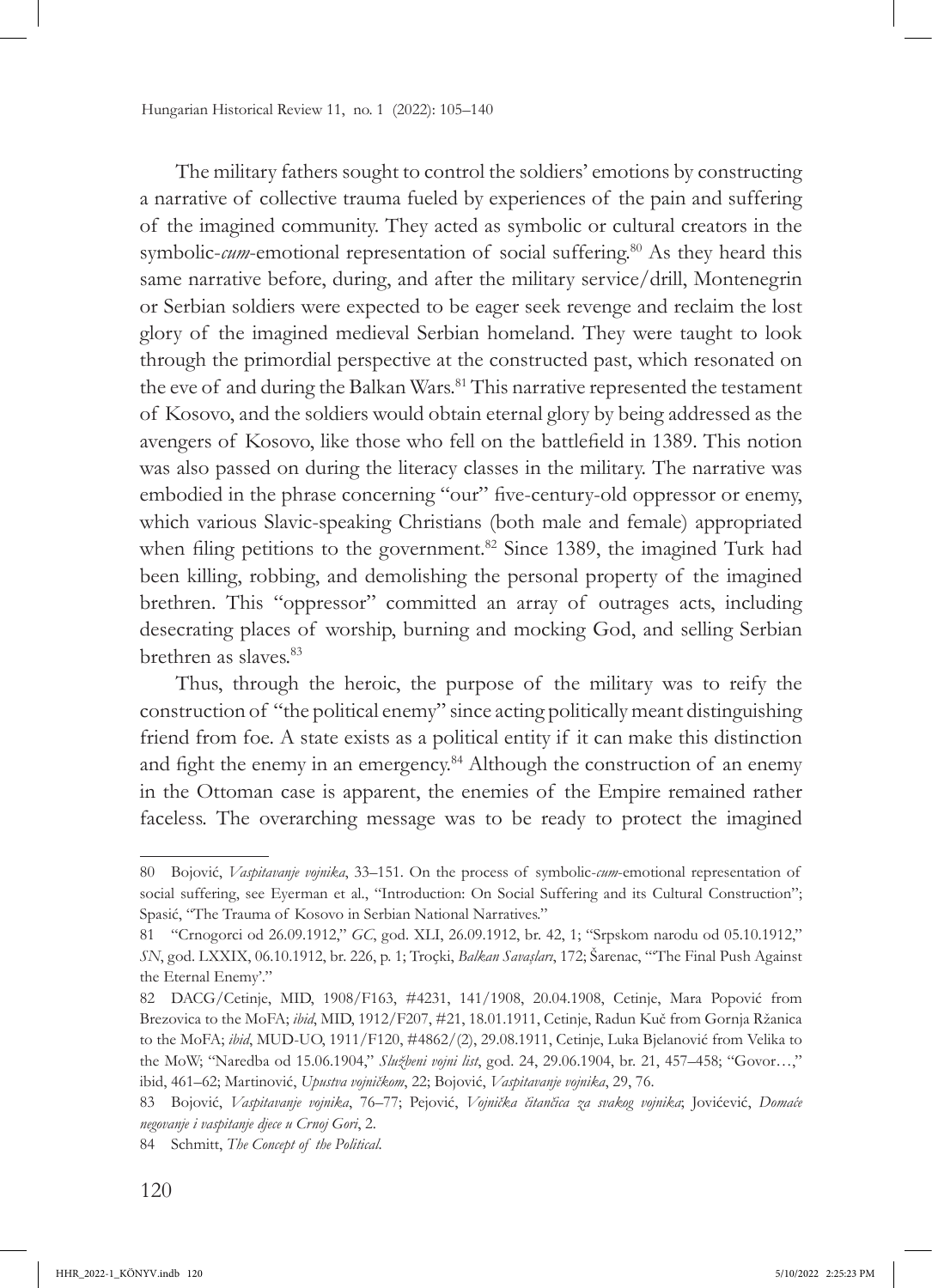The military fathers sought to control the soldiers' emotions by constructing a narrative of collective trauma fueled by experiences of the pain and suffering of the imagined community. They acted as symbolic or cultural creators in the symbolic-*cum*-emotional representation of social suffering.[80] As they heard this same narrative before, during, and after the military service/drill, Montenegrin or Serbian soldiers were expected to be eager seek revenge and reclaim the lost glory of the imagined medieval Serbian homeland. They were taught to look through the primordial perspective at the constructed past, which resonated on the eve of and during the Balkan Wars.[81] This narrative represented the testament of Kosovo, and the soldiers would obtain eternal glory by being addressed as the avengers of Kosovo, like those who fell on the battlefield in 1389. This notion was also passed on during the literacy classes in the military. The narrative was embodied in the phrase concerning "our" five-century-old oppressor or enemy, which various Slavic-speaking Christians (both male and female) appropriated when filing petitions to the government.[82] Since 1389, the imagined Turk had been killing, robbing, and demolishing the personal property of the imagined brethren. This "oppressor" committed an array of outrages acts, including desecrating places of worship, burning and mocking God, and selling Serbian brethren as slaves.[83]

Thus, through the heroic, the purpose of the military was to reify the construction of "the political enemy" since acting politically meant distinguishing friend from foe. A state exists as a political entity if it can make this distinction and fight the enemy in an emergency.[84] Although the construction of an enemy in the Ottoman case is apparent, the enemies of the Empire remained rather faceless. The overarching message was to be ready to protect the imagined

---

80 Bojović, *Vaspitavanje vojnika*, 33–151. On the process of symbolic-*cum*-emotional representation of social suffering, see Eyerman et al., "Introduction: On Social Suffering and its Cultural Construction"; Spasić, "The Trauma of Kosovo in Serbian National Narratives."

81 "Crnogorci od 26.09.1912," *GC*, god. XLI, 26.09.1912, br. 42, 1; "Srpskom narodu od 05.10.1912," *SN*, god. LXXIX, 06.10.1912, br. 226, p. 1; Troçki, *Balkan Savaşları*, 172; Šarenac, "'The Final Push Against the Eternal Enemy'."

82 DACG/Cetinje, MID, 1908/F163, #4231, 141/1908, 20.04.1908, Cetinje, Mara Popović from Brezovica to the MoFA; *ibid*, MID, 1912/F207, #21, 18.01.1911, Cetinje, Radun Kuč from Gornja Ržanica to the MoFA; *ibid*, MUD-UO, 1911/F120, #4862/(2), 29.08.1911, Cetinje, Luka Bjelanović from Velika to the MoW; "Naredba od 15.06.1904," *Službeni vojni list*, god. 24, 29.06.1904, br. 21, 457–458; "Govor…," ibid, 461–62; Martinović, *Upustva vojničkom*, 22; Bojović, *Vaspitavanje vojnika*, 29, 76.

83 Bojović, *Vaspitavanje vojnika*, 76–77; Pejović, *Vojnička čitančica za svakog vojnika*; Jovićević, *Domaće negovanje i vaspitanje djece u Crnoj Gori*, 2.

84 Schmitt, *The Concept of the Political*.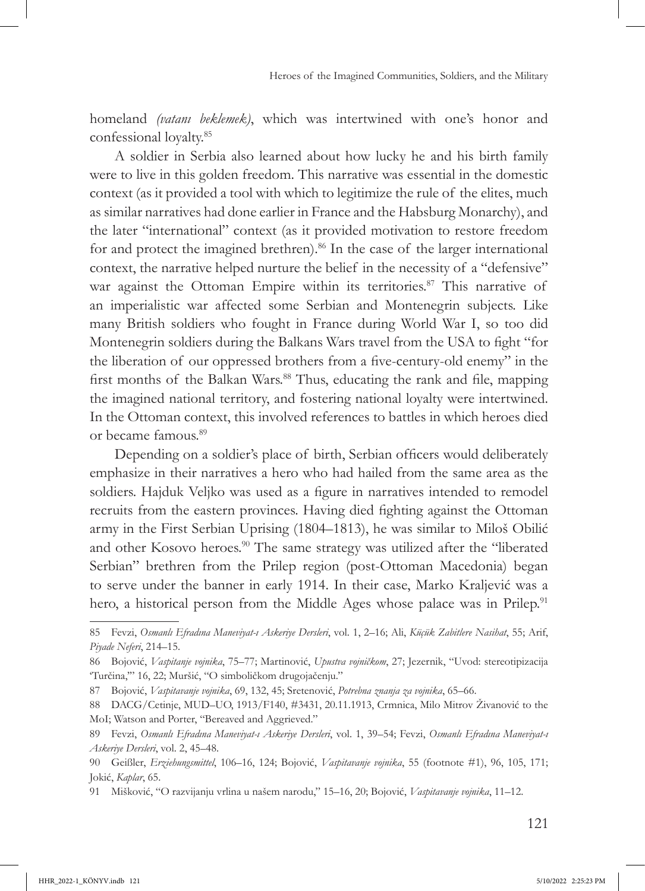homeland *(vatanı beklemek)*, which was intertwined with one's honor and confessional loyalty.[85]

A soldier in Serbia also learned about how lucky he and his birth family were to live in this golden freedom. This narrative was essential in the domestic context (as it provided a tool with which to legitimize the rule of the elites, much as similar narratives had done earlier in France and the Habsburg Monarchy), and the later "international" context (as it provided motivation to restore freedom for and protect the imagined brethren).[86] In the case of the larger international context, the narrative helped nurture the belief in the necessity of a "defensive" war against the Ottoman Empire within its territories.[87] This narrative of an imperialistic war affected some Serbian and Montenegrin subjects. Like many British soldiers who fought in France during World War I, so too did Montenegrin soldiers during the Balkans Wars travel from the USA to fight "for the liberation of our oppressed brothers from a five-century-old enemy" in the first months of the Balkan Wars.[88] Thus, educating the rank and file, mapping the imagined national territory, and fostering national loyalty were intertwined. In the Ottoman context, this involved references to battles in which heroes died or became famous.[89]

Depending on a soldier's place of birth, Serbian officers would deliberately emphasize in their narratives a hero who had hailed from the same area as the soldiers. Hajduk Veljko was used as a figure in narratives intended to remodel recruits from the eastern provinces. Having died fighting against the Ottoman army in the First Serbian Uprising (1804–1813), he was similar to Miloš Obilić and other Kosovo heroes.[90] The same strategy was utilized after the "liberated Serbian" brethren from the Prilep region (post-Ottoman Macedonia) began to serve under the banner in early 1914. In their case, Marko Kraljević was a hero, a historical person from the Middle Ages whose palace was in Prilep.[91]

---

85 Fevzi, *Osmanlı Efradına Maneviyat-ı Askeriye Dersleri*, vol. 1, 2–16; Ali, *Küçük Zabitlere Nasihat*, 55; Arif, *Piyade Neferi*, 214–15.

86 Bojović, *Vaspitanje vojnika*, 75–77; Martinović, *Upustva vojničkom*, 27; Jezernik, "Uvod: stereotipizacija 'Turčina,'" 16, 22; Muršić, "O simboličkom drugojačenju."

87 Bojović, *Vaspitavanje vojnika*, 69, 132, 45; Sretenović, *Potrebna znanja za vojnika*, 65–66.

88 DACG/Cetinje, MUD–UO, 1913/F140, #3431, 20.11.1913, Crmnica, Milo Mitrov Živanović to the MoI; Watson and Porter, "Bereaved and Aggrieved."

89 Fevzi, *Osmanlı Efradına Maneviyat-ı Askeriye Dersleri*, vol. 1, 39–54; Fevzi, *Osmanlı Efradına Maneviyat-ı Askeriye Dersleri*, vol. 2, 45–48.

90 Geißler, *Erziehungsmittel*, 106–16, 124; Bojović, *Vaspitavanje vojnika*, 55 (footnote #1), 96, 105, 171; Jokić, *Kaplar*, 65.

91 Mišković, "O razvijanju vrlina u našem narodu," 15–16, 20; Bojović, *Vaspitavanje vojnika*, 11–12.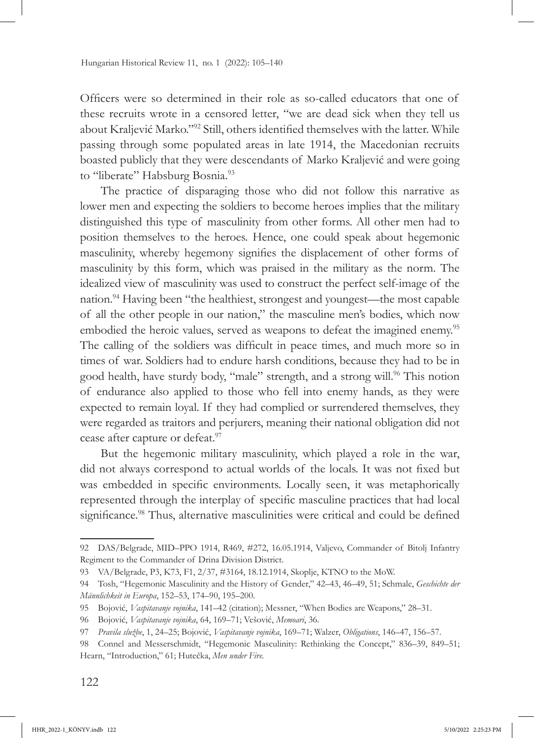Officers were so determined in their role as so-called educators that one of these recruits wrote in a censored letter, "we are dead sick when they tell us about Kraljević Marko."[92] Still, others identified themselves with the latter. While passing through some populated areas in late 1914, the Macedonian recruits boasted publicly that they were descendants of Marko Kraljević and were going to "liberate" Habsburg Bosnia.[93]

The practice of disparaging those who did not follow this narrative as lower men and expecting the soldiers to become heroes implies that the military distinguished this type of masculinity from other forms. All other men had to position themselves to the heroes. Hence, one could speak about hegemonic masculinity, whereby hegemony signifies the displacement of other forms of masculinity by this form, which was praised in the military as the norm. The idealized view of masculinity was used to construct the perfect self-image of the nation.[94] Having been "the healthiest, strongest and youngest—the most capable of all the other people in our nation," the masculine men's bodies, which now embodied the heroic values, served as weapons to defeat the imagined enemy.[95] The calling of the soldiers was difficult in peace times, and much more so in times of war. Soldiers had to endure harsh conditions, because they had to be in good health, have sturdy body, "male" strength, and a strong will.[96] This notion of endurance also applied to those who fell into enemy hands, as they were expected to remain loyal. If they had complied or surrendered themselves, they were regarded as traitors and perjurers, meaning their national obligation did not cease after capture or defeat.[97]

But the hegemonic military masculinity, which played a role in the war, did not always correspond to actual worlds of the locals. It was not fixed but was embedded in specific environments. Locally seen, it was metaphorically represented through the interplay of specific masculine practices that had local significance.[98] Thus, alternative masculinities were critical and could be defined

---

92 DAS/Belgrade, MID–PPO 1914, R469, #272, 16.05.1914, Valjevo, Commander of Bitolj Infantry Regiment to the Commander of Drina Division District.

93 VA/Belgrade, P3, K73, F1, 2/37, #3164, 18.12.1914, Skoplje, KTNO to the MoW.

94 Tosh, "Hegemonic Masculinity and the History of Gender," 42–43, 46–49, 51; Schmale, *Geschichte der Männlichkeit in Europa*, 152–53, 174–90, 195–200.

95 Bojović, *Vaspitavanje vojnika*, 141–42 (citation); Messner, "When Bodies are Weapons," 28–31.

96 Bojović, *Vaspitavanje vojnika*, 64, 169–71; Vešović, *Memoari*, 36.

97 *Pravila službe*, 1, 24–25; Bojović, *Vaspitavanje vojnika*, 169–71; Walzer, *Obligations*, 146–47, 156–57.

98 Connel and Messerschmidt, "Hegemonic Masculinity: Rethinking the Concept," 836–39, 849–51; Hearn, "Introduction," 61; Hutečka, *Men under Fire*.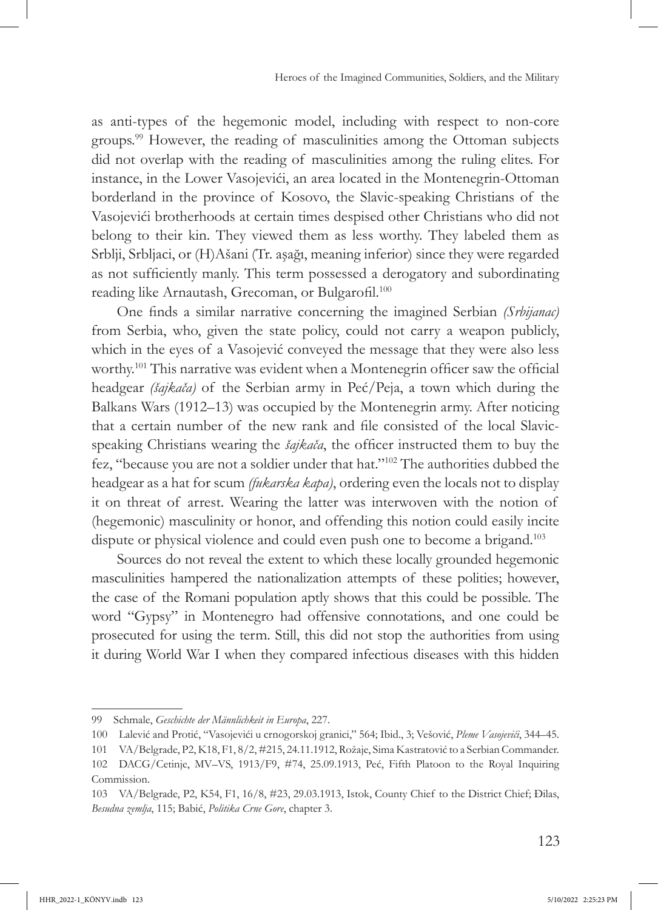as anti-types of the hegemonic model, including with respect to non-core groups.[99] However, the reading of masculinities among the Ottoman subjects did not overlap with the reading of masculinities among the ruling elites. For instance, in the Lower Vasojevići, an area located in the Montenegrin-Ottoman borderland in the province of Kosovo, the Slavic-speaking Christians of the Vasojevići brotherhoods at certain times despised other Christians who did not belong to their kin. They viewed them as less worthy. They labeled them as Srblji, Srbljaci, or (H)Ašani (Tr. aşağı, meaning inferior) since they were regarded as not sufficiently manly. This term possessed a derogatory and subordinating reading like Arnautash, Grecoman, or Bulgarofil.[100]

One finds a similar narrative concerning the imagined Serbian *(Srbijanac)* from Serbia, who, given the state policy, could not carry a weapon publicly, which in the eyes of a Vasojević conveyed the message that they were also less worthy.[101] This narrative was evident when a Montenegrin officer saw the official headgear *(šajkača)* of the Serbian army in Peć/Peja, a town which during the Balkans Wars (1912–13) was occupied by the Montenegrin army. After noticing that a certain number of the new rank and file consisted of the local Slavic-speaking Christians wearing the *šajkača*, the officer instructed them to buy the fez, "because you are not a soldier under that hat."[102] The authorities dubbed the headgear as a hat for scum *(fukarska kapa)*, ordering even the locals not to display it on threat of arrest. Wearing the latter was interwoven with the notion of (hegemonic) masculinity or honor, and offending this notion could easily incite dispute or physical violence and could even push one to become a brigand.[103]

Sources do not reveal the extent to which these locally grounded hegemonic masculinities hampered the nationalization attempts of these polities; however, the case of the Romani population aptly shows that this could be possible. The word "Gypsy" in Montenegro had offensive connotations, and one could be prosecuted for using the term. Still, this did not stop the authorities from using it during World War I when they compared infectious diseases with this hidden

---

99 Schmale, *Geschichte der Männlichkeit in Europa*, 227.

100 Lalević and Protić, "Vasojevići u crnogorskoj granici," 564; Ibid., 3; Vešović, *Pleme Vasojevići*, 344–45.

101 VA/Belgrade, P2, K18, F1, 8/2, #215, 24.11.1912, Rožaje, Sima Kastratović to a Serbian Commander.

102 DACG/Cetinje, MV–VS, 1913/F9, #74, 25.09.1913, Peć, Fifth Platoon to the Royal Inquiring Commission.

103 VA/Belgrade, P2, K54, F1, 16/8, #23, 29.03.1913, Istok, County Chief to the District Chief; Đilas, *Besudna zemlja*, 115; Babić, *Politika Crne Gore*, chapter 3.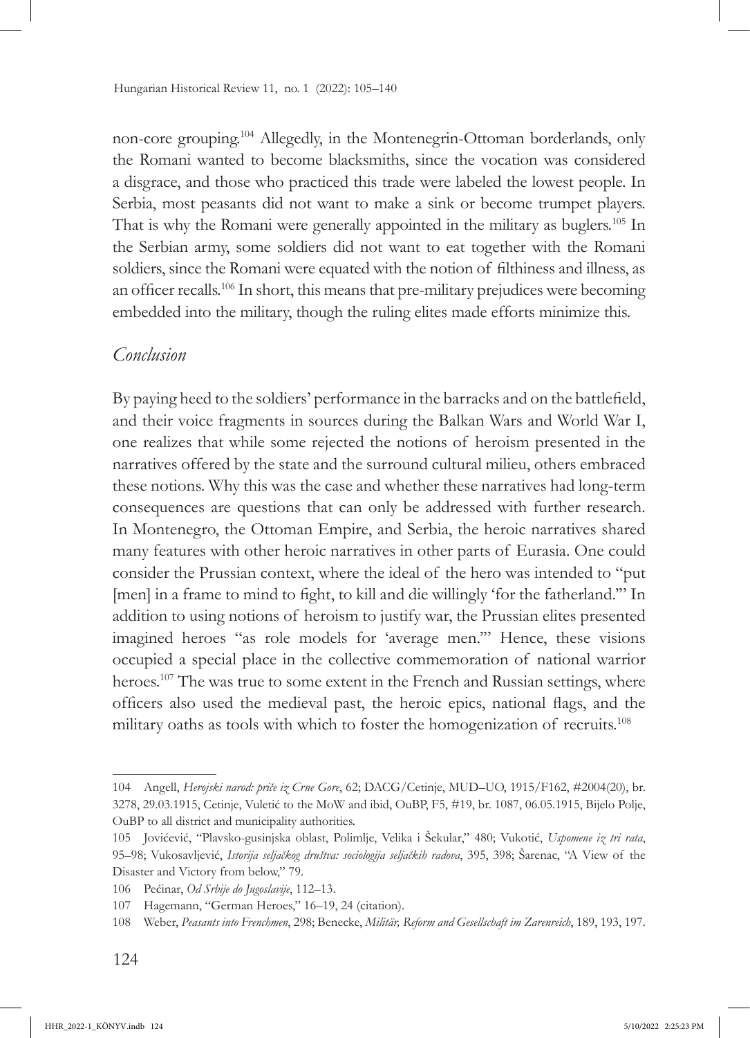non-core grouping.[104] Allegedly, in the Montenegrin-Ottoman borderlands, only the Romani wanted to become blacksmiths, since the vocation was considered a disgrace, and those who practiced this trade were labeled the lowest people. In Serbia, most peasants did not want to make a sink or become trumpet players. That is why the Romani were generally appointed in the military as buglers.[105] In the Serbian army, some soldiers did not want to eat together with the Romani soldiers, since the Romani were equated with the notion of filthiness and illness, as an officer recalls.[106] In short, this means that pre-military prejudices were becoming embedded into the military, though the ruling elites made efforts minimize this.

## *Conclusion*

By paying heed to the soldiers' performance in the barracks and on the battlefield, and their voice fragments in sources during the Balkan Wars and World War I, one realizes that while some rejected the notions of heroism presented in the narratives offered by the state and the surround cultural milieu, others embraced these notions. Why this was the case and whether these narratives had long-term consequences are questions that can only be addressed with further research. In Montenegro, the Ottoman Empire, and Serbia, the heroic narratives shared many features with other heroic narratives in other parts of Eurasia. One could consider the Prussian context, where the ideal of the hero was intended to "put [men] in a frame to mind to fight, to kill and die willingly 'for the fatherland.'" In addition to using notions of heroism to justify war, the Prussian elites presented imagined heroes "as role models for 'average men.'" Hence, these visions occupied a special place in the collective commemoration of national warrior heroes.[107] The was true to some extent in the French and Russian settings, where officers also used the medieval past, the heroic epics, national flags, and the military oaths as tools with which to foster the homogenization of recruits.[108]

---

104 Angell, *Herojski narod: priče iz Crne Gore*, 62; DACG/Cetinje, MUD–UO, 1915/F162, #2004(20), br. 3278, 29.03.1915, Cetinje, Vuletić to the MoW and ibid, OuBP, F5, #19, br. 1087, 06.05.1915, Bijelo Polje, OuBP to all district and municipality authorities.

105 Jovićević, "Plavsko-gusinjska oblast, Polimlje, Velika i Šekular," 480; Vukotić, *Uspomene iz tri rata*, 95–98; Vukosavljević, *Istorija seljačkog društva: sociologija seljačkih radova*, 395, 398; Šarenac, "A View of the Disaster and Victory from below," 79.

106 Pećinar, *Od Srbije do Jugoslavije*, 112–13.

107 Hagemann, "German Heroes," 16–19, 24 (citation).

108 Weber, *Peasants into Frenchmen*, 298; Benecke, *Militär, Reform and Gesellschaft im Zarenreich*, 189, 193, 197.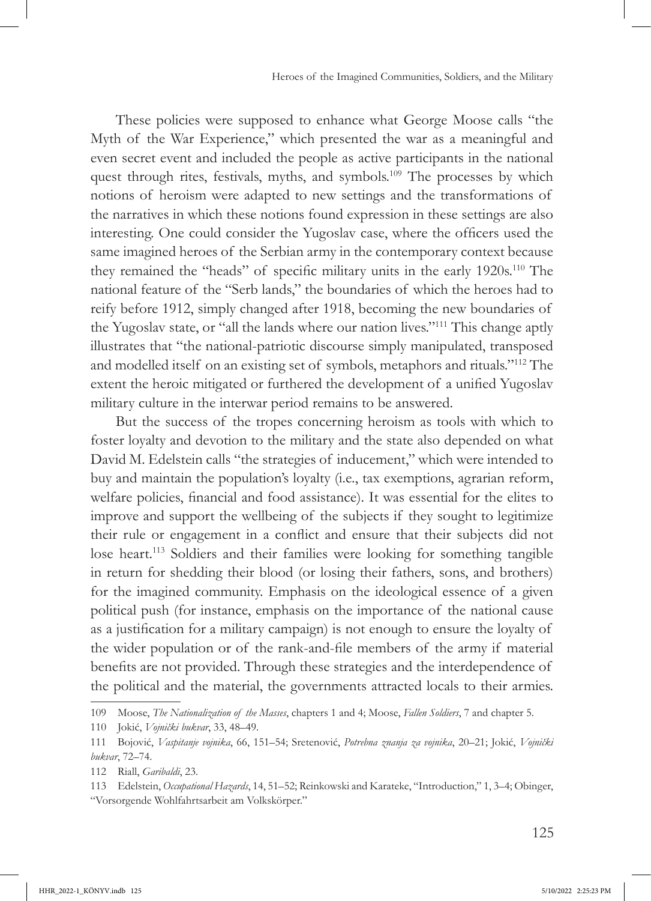These policies were supposed to enhance what George Moose calls "the Myth of the War Experience," which presented the war as a meaningful and even secret event and included the people as active participants in the national quest through rites, festivals, myths, and symbols.[109] The processes by which notions of heroism were adapted to new settings and the transformations of the narratives in which these notions found expression in these settings are also interesting. One could consider the Yugoslav case, where the officers used the same imagined heroes of the Serbian army in the contemporary context because they remained the "heads" of specific military units in the early 1920s.[110] The national feature of the "Serb lands," the boundaries of which the heroes had to reify before 1912, simply changed after 1918, becoming the new boundaries of the Yugoslav state, or "all the lands where our nation lives."[111] This change aptly illustrates that "the national-patriotic discourse simply manipulated, transposed and modelled itself on an existing set of symbols, metaphors and rituals."[112] The extent the heroic mitigated or furthered the development of a unified Yugoslav military culture in the interwar period remains to be answered.

But the success of the tropes concerning heroism as tools with which to foster loyalty and devotion to the military and the state also depended on what David M. Edelstein calls "the strategies of inducement," which were intended to buy and maintain the population's loyalty (i.e., tax exemptions, agrarian reform, welfare policies, financial and food assistance). It was essential for the elites to improve and support the wellbeing of the subjects if they sought to legitimize their rule or engagement in a conflict and ensure that their subjects did not lose heart.[113] Soldiers and their families were looking for something tangible in return for shedding their blood (or losing their fathers, sons, and brothers) for the imagined community. Emphasis on the ideological essence of a given political push (for instance, emphasis on the importance of the national cause as a justification for a military campaign) is not enough to ensure the loyalty of the wider population or of the rank-and-file members of the army if material benefits are not provided. Through these strategies and the interdependence of the political and the material, the governments attracted locals to their armies.

---

109 Moose, *The Nationalization of the Masses*, chapters 1 and 4; Moose, *Fallen Soldiers*, 7 and chapter 5.

110 Jokić, *Vojnički bukvar*, 33, 48–49.

111 Bojović, *Vaspitanje vojnika*, 66, 151–54; Sretenović, *Potrebna znanja za vojnika*, 20–21; Jokić, *Vojnički bukvar*, 72–74.

112 Riall, *Garibaldi*, 23.

113 Edelstein, *Occupational Hazards*, 14, 51–52; Reinkowski and Karateke, "Introduction," 1, 3–4; Obinger, "Vorsorgende Wohlfahrtsarbeit am Volkskörper."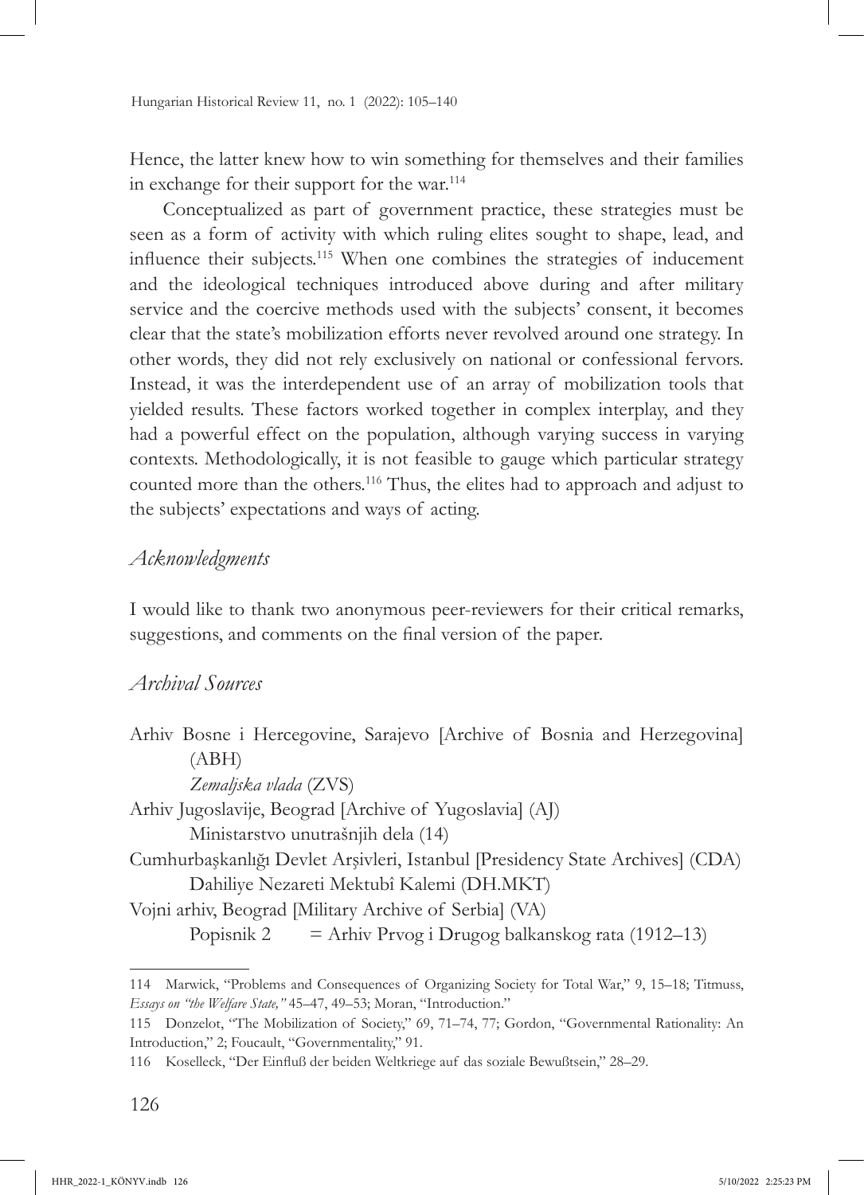Hence, the latter knew how to win something for themselves and their families in exchange for their support for the war.[114]

Conceptualized as part of government practice, these strategies must be seen as a form of activity with which ruling elites sought to shape, lead, and influence their subjects.[115] When one combines the strategies of inducement and the ideological techniques introduced above during and after military service and the coercive methods used with the subjects' consent, it becomes clear that the state's mobilization efforts never revolved around one strategy. In other words, they did not rely exclusively on national or confessional fervors. Instead, it was the interdependent use of an array of mobilization tools that yielded results. These factors worked together in complex interplay, and they had a powerful effect on the population, although varying success in varying contexts. Methodologically, it is not feasible to gauge which particular strategy counted more than the others.[116] Thus, the elites had to approach and adjust to the subjects' expectations and ways of acting.

## *Acknowledgments*

I would like to thank two anonymous peer-reviewers for their critical remarks, suggestions, and comments on the final version of the paper.

## *Archival Sources*

Arhiv Bosne i Hercegovine, Sarajevo [Archive of Bosnia and Herzegovina] (ABH)
 *Zemaljska vlada* (ZVS)

Arhiv Jugoslavije, Beograd [Archive of Yugoslavia] (AJ)
 Ministarstvo unutrašnjih dela (14)

Cumhurbaşkanlığı Devlet Arşivleri, Istanbul [Presidency State Archives] (CDA)
 Dahiliye Nezareti Mektubî Kalemi (DH.MKT)

Vojni arhiv, Beograd [Military Archive of Serbia] (VA)
 Popisnik 2 = Arhiv Prvog i Drugog balkanskog rata (1912–13)

---

114 Marwick, "Problems and Consequences of Organizing Society for Total War," 9, 15–18; Titmuss, *Essays on "the Welfare State,"* 45–47, 49–53; Moran, "Introduction."

115 Donzelot, "The Mobilization of Society," 69, 71–74, 77; Gordon, "Governmental Rationality: An Introduction," 2; Foucault, "Governmentality," 91.

116 Koselleck, "Der Einfluß der beiden Weltkriege auf das soziale Bewußtsein," 28–29.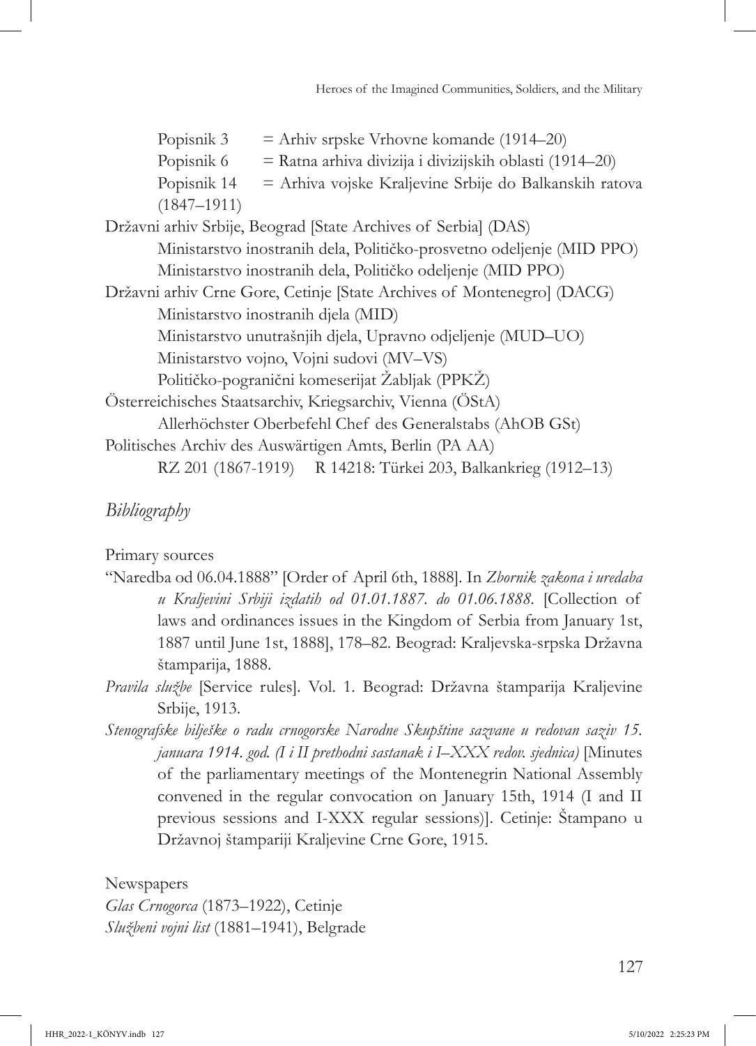Popisnik 3 = Arhiv srpske Vrhovne komande (1914–20)

Popisnik 6 = Ratna arhiva divizija i divizijskih oblasti (1914–20)

Popisnik 14 = Arhiva vojske Kraljevine Srbije do Balkanskih ratova (1847–1911)

Državni arhiv Srbije, Beograd [State Archives of Serbia] (DAS)

Ministarstvo inostranih dela, Političko-prosvetno odeljenje (MID PPO)

Ministarstvo inostranih dela, Političko odeljenje (MID PPO)

Državni arhiv Crne Gore, Cetinje [State Archives of Montenegro] (DACG)

Ministarstvo inostranih djela (MID)

Ministarstvo unutrašnjih djela, Upravno odjeljenje (MUD–UO)

Ministarstvo vojno, Vojni sudovi (MV–VS)

Političko-pogranični komeserijat Žabljak (PPKŽ)

Österreichisches Staatsarchiv, Kriegsarchiv, Vienna (ÖStA)

Allerhöchster Oberbefehl Chef des Generalstabs (AhOB GSt)

Politisches Archiv des Auswärtigen Amts, Berlin (PA AA)

RZ 201 (1867-1919) R 14218: Türkei 203, Balkankrieg (1912–13)

## *Bibliography*

Primary sources

"Naredba od 06.04.1888" [Order of April 6th, 1888]. In *Zbornik zakona i uredaba u Kraljevini Srbiji izdatih od 01.01.1887. do 01.06.1888.* [Collection of laws and ordinances issues in the Kingdom of Serbia from January 1st, 1887 until June 1st, 1888], 178–82. Beograd: Kraljevska-srpska Državna štamparija, 1888.

*Pravila službe* [Service rules]. Vol. 1. Beograd: Državna štamparija Kraljevine Srbije, 1913.

*Stenografske bilješke o radu crnogorske Narodne Skupštine sazvane u redovan saziv 15. januara 1914. god. (I i II prethodni sastanak i I–XXX redov. sjednica)* [Minutes of the parliamentary meetings of the Montenegrin National Assembly convened in the regular convocation on January 15th, 1914 (I and II previous sessions and I-XXX regular sessions)]. Cetinje: Štampano u Državnoj štampariji Kraljevine Crne Gore, 1915.

Newspapers

*Glas Crnogorca* (1873–1922), Cetinje

*Službeni vojni list* (1881–1941), Belgrade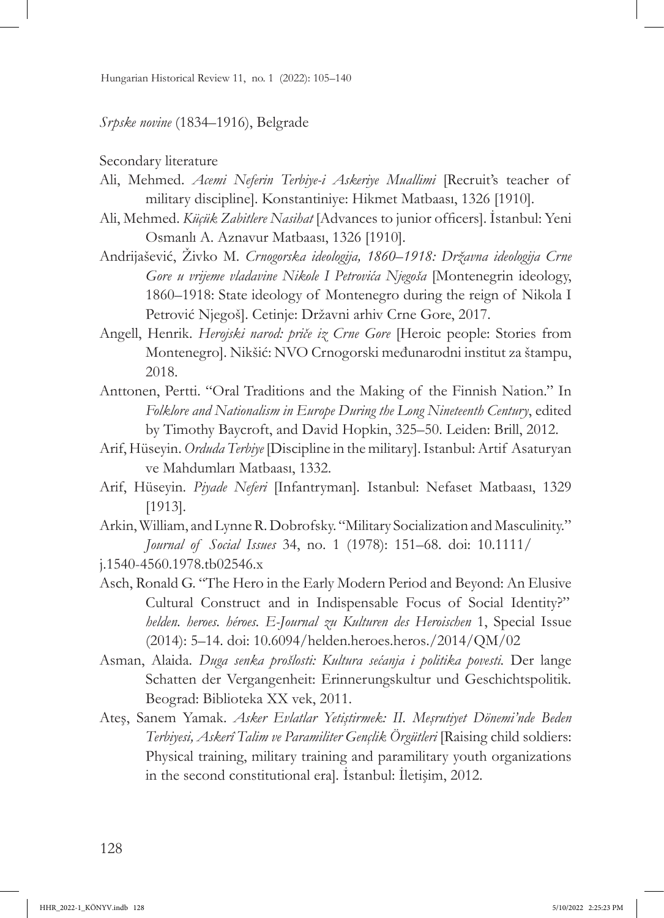*Srpske novine* (1834–1916), Belgrade

Secondary literature

Ali, Mehmed. *Acemi Neferin Terbiye-i Askeriye Muallimi* [Recruit's teacher of military discipline]. Konstantiniye: Hikmet Matbaası, 1326 [1910].

Ali, Mehmed. *Küçük Zabitlere Nasihat* [Advances to junior officers]. İstanbul: Yeni Osmanlı A. Aznavur Matbaası, 1326 [1910].

Andrijašević, Živko M. *Crnogorska ideologija, 1860–1918: Državna ideologija Crne Gore u vrijeme vladavine Nikole I Petrovića Njegoša* [Montenegrin ideology, 1860–1918: State ideology of Montenegro during the reign of Nikola I Petrović Njegoš]. Cetinje: Državni arhiv Crne Gore, 2017.

Angell, Henrik. *Herojski narod: priče iz Crne Gore* [Heroic people: Stories from Montenegro]. Nikšić: NVO Crnogorski međunarodni institut za štampu, 2018.

Anttonen, Pertti. "Oral Traditions and the Making of the Finnish Nation." In *Folklore and Nationalism in Europe During the Long Nineteenth Century*, edited by Timothy Baycroft, and David Hopkin, 325–50. Leiden: Brill, 2012.

Arif, Hüseyin. *Orduda Terbiye* [Discipline in the military]. Istanbul: Artif Asaturyan ve Mahdumları Matbaası, 1332.

Arif, Hüseyin. *Piyade Neferi* [Infantryman]. Istanbul: Nefaset Matbaası, 1329 [1913].

Arkin, William, and Lynne R. Dobrofsky. "Military Socialization and Masculinity." *Journal of Social Issues* 34, no. 1 (1978): 151–68. doi: 10.1111/j.1540-4560.1978.tb02546.x

Asch, Ronald G. "The Hero in the Early Modern Period and Beyond: An Elusive Cultural Construct and in Indispensable Focus of Social Identity?" *helden. heroes. héroes. E-Journal zu Kulturen des Heroischen* 1, Special Issue (2014): 5–14. doi: 10.6094/helden.heroes.heros./2014/QM/02

Asman, Alaida. *Duga senka prošlosti: Kultura sećanja i politika povesti.* Der lange Schatten der Vergangenheit: Erinnerungskultur und Geschichtspolitik. Beograd: Biblioteka XX vek, 2011.

Ateş, Sanem Yamak. *Asker Evlatlar Yetiştirmek: II. Meşrutiyet Dönemi'nde Beden Terbiyesi, Askerî Talim ve Paramiliter Gençlik Örgütleri* [Raising child soldiers: Physical training, military training and paramilitary youth organizations in the second constitutional era]. İstanbul: İletişim, 2012.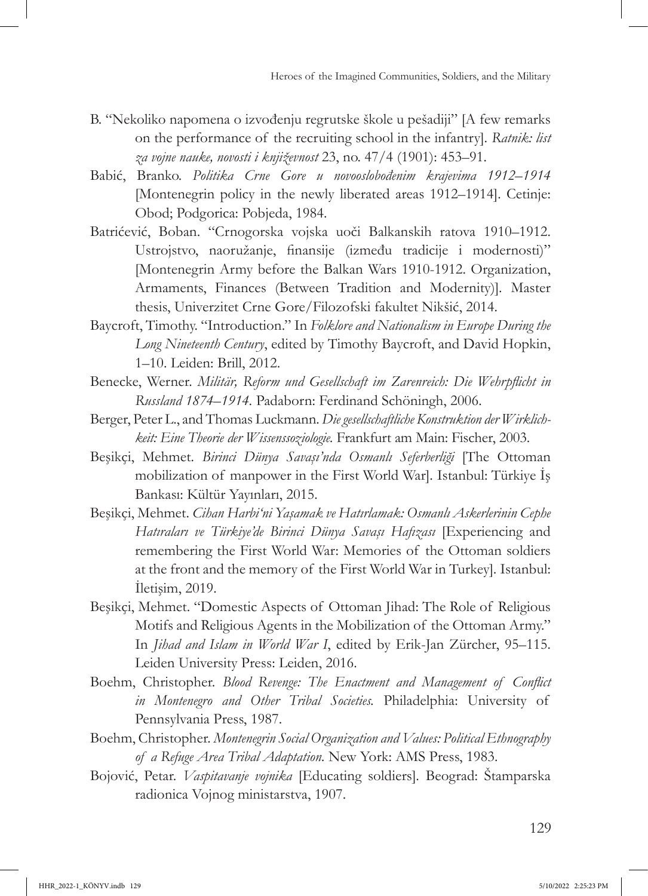B. "Nekoliko napomena o izvođenju regrutske škole u pešadiji" [A few remarks on the performance of the recruiting school in the infantry]. *Ratnik: list za vojne nauke, novosti i književnost* 23, no. 47/4 (1901): 453–91.

Babić, Branko. *Politika Crne Gore u novooslobođenim krajevima 1912–1914* [Montenegrin policy in the newly liberated areas 1912–1914]. Cetinje: Obod; Podgorica: Pobjeda, 1984.

Batrićević, Boban. "Crnogorska vojska uoči Balkanskih ratova 1910–1912. Ustrojstvo, naoružanje, finansije (između tradicije i modernosti)" [Montenegrin Army before the Balkan Wars 1910-1912. Organization, Armaments, Finances (Between Tradition and Modernity)]. Master thesis, Univerzitet Crne Gore/Filozofski fakultet Nikšić, 2014.

Baycroft, Timothy. "Introduction." In *Folklore and Nationalism in Europe During the Long Nineteenth Century*, edited by Timothy Baycroft, and David Hopkin, 1–10. Leiden: Brill, 2012.

Benecke, Werner. *Militär, Reform und Gesellschaft im Zarenreich: Die Wehrpflicht in Russland 1874–1914.* Padaborn: Ferdinand Schöningh, 2006.

Berger, Peter L., and Thomas Luckmann. *Die gesellschaftliche Konstruktion der Wirklichkeit: Eine Theorie der Wissenssoziologie.* Frankfurt am Main: Fischer, 2003.

Beşikçi, Mehmet. *Birinci Dünya Savaşı'nda Osmanlı Seferberliği* [The Ottoman mobilization of manpower in the First World War]. Istanbul: Türkiye İş Bankası: Kültür Yayınları, 2015.

Beşikçi, Mehmet. *Cihan Harbi'ni Yaşamak ve Hatırlamak: Osmanlı Askerlerinin Cephe Hatıraları ve Türkiye'de Birinci Dünya Savaşı Hafızası* [Experiencing and remembering the First World War: Memories of the Ottoman soldiers at the front and the memory of the First World War in Turkey]. Istanbul: İletişim, 2019.

Beşikçi, Mehmet. "Domestic Aspects of Ottoman Jihad: The Role of Religious Motifs and Religious Agents in the Mobilization of the Ottoman Army." In *Jihad and Islam in World War I*, edited by Erik-Jan Zürcher, 95–115. Leiden University Press: Leiden, 2016.

Boehm, Christopher. *Blood Revenge: The Enactment and Management of Conflict in Montenegro and Other Tribal Societies.* Philadelphia: University of Pennsylvania Press, 1987.

Boehm, Christopher. *Montenegrin Social Organization and Values: Political Ethnography of a Refuge Area Tribal Adaptation.* New York: AMS Press, 1983.

Bojović, Petar. *Vaspitavanje vojnika* [Educating soldiers]. Beograd: Štamparska radionica Vojnog ministarstva, 1907.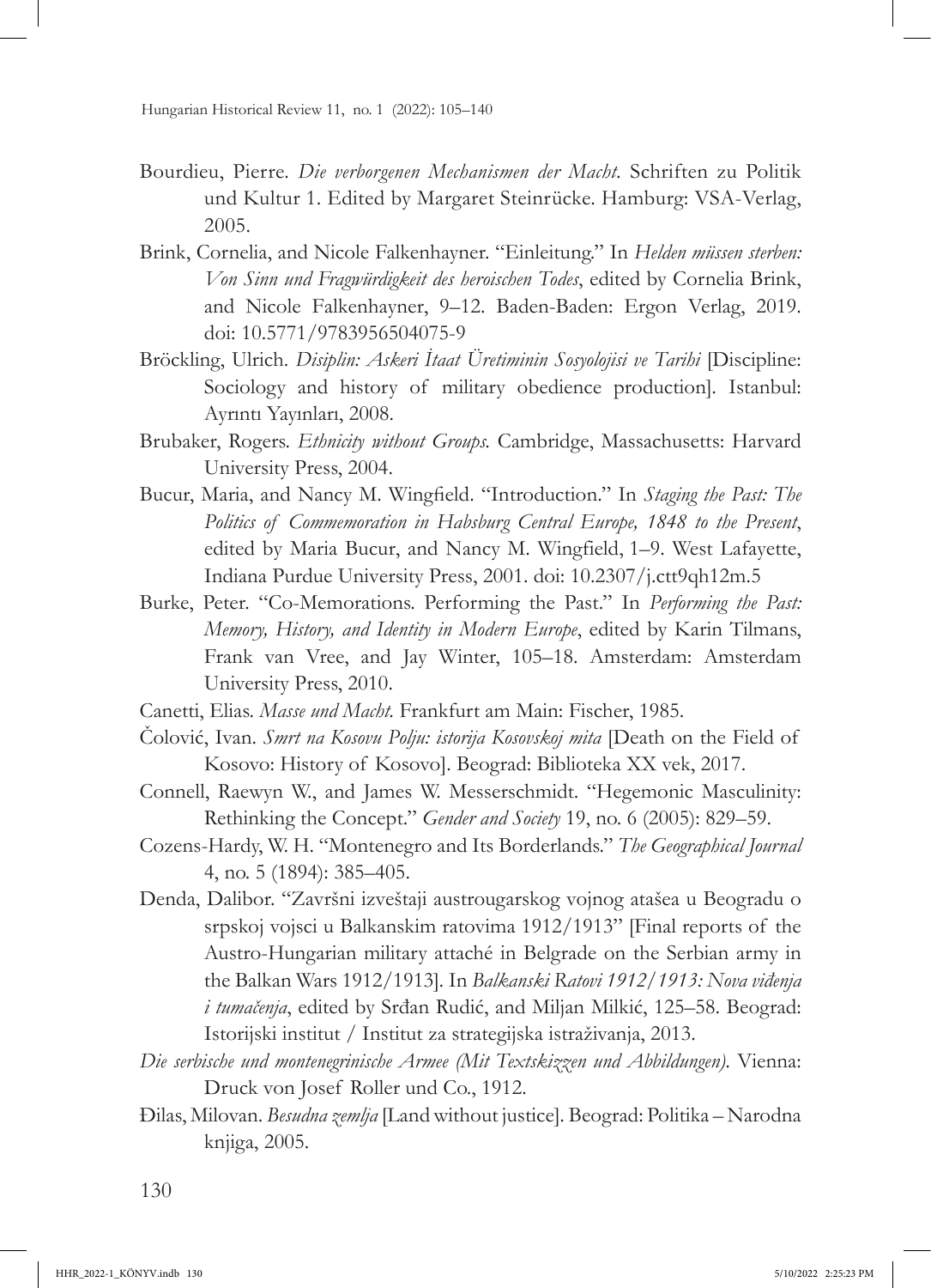Bourdieu, Pierre. *Die verborgenen Mechanismen der Macht*. Schriften zu Politik und Kultur 1. Edited by Margaret Steinrücke. Hamburg: VSA-Verlag, 2005.

Brink, Cornelia, and Nicole Falkenhayner. "Einleitung." In *Helden müssen sterben: Von Sinn und Fragwürdigkeit des heroischen Todes*, edited by Cornelia Brink, and Nicole Falkenhayner, 9–12. Baden-Baden: Ergon Verlag, 2019. doi: 10.5771/9783956504075-9

Bröckling, Ulrich. *Disiplin: Askeri İtaat Üretiminin Sosyolojisi ve Tarihi* [Discipline: Sociology and history of military obedience production]. Istanbul: Ayrıntı Yayınları, 2008.

Brubaker, Rogers. *Ethnicity without Groups*. Cambridge, Massachusetts: Harvard University Press, 2004.

Bucur, Maria, and Nancy M. Wingfield. "Introduction." In *Staging the Past: The Politics of Commemoration in Habsburg Central Europe, 1848 to the Present*, edited by Maria Bucur, and Nancy M. Wingfield, 1–9. West Lafayette, Indiana Purdue University Press, 2001. doi: 10.2307/j.ctt9qh12m.5

Burke, Peter. "Co-Memorations. Performing the Past." In *Performing the Past: Memory, History, and Identity in Modern Europe*, edited by Karin Tilmans, Frank van Vree, and Jay Winter, 105–18. Amsterdam: Amsterdam University Press, 2010.

Canetti, Elias. *Masse und Macht*. Frankfurt am Main: Fischer, 1985.

Čolović, Ivan. *Smrt na Kosovu Polju: istorija Kosovskoj mita* [Death on the Field of Kosovo: History of Kosovo]. Beograd: Biblioteka XX vek, 2017.

Connell, Raewyn W., and James W. Messerschmidt. "Hegemonic Masculinity: Rethinking the Concept." *Gender and Society* 19, no. 6 (2005): 829–59.

Cozens-Hardy, W. H. "Montenegro and Its Borderlands." *The Geographical Journal* 4, no. 5 (1894): 385–405.

Denda, Dalibor. "Završni izveštaji austrougarskog vojnog atašea u Beogradu o srpskoj vojsci u Balkanskim ratovima 1912/1913" [Final reports of the Austro-Hungarian military attaché in Belgrade on the Serbian army in the Balkan Wars 1912/1913]. In *Balkanski Ratovi 1912/1913: Nova viđenja i tumačenja*, edited by Srđan Rudić, and Miljan Milkić, 125–58. Beograd: Istorijski institut / Institut za strategijska istraživanja, 2013.

*Die serbische und montenegrinische Armee (Mit Textskizzen und Abbildungen)*. Vienna: Druck von Josef Roller und Co., 1912.

Đilas, Milovan. *Besudna zemlja* [Land without justice]. Beograd: Politika – Narodna knjiga, 2005.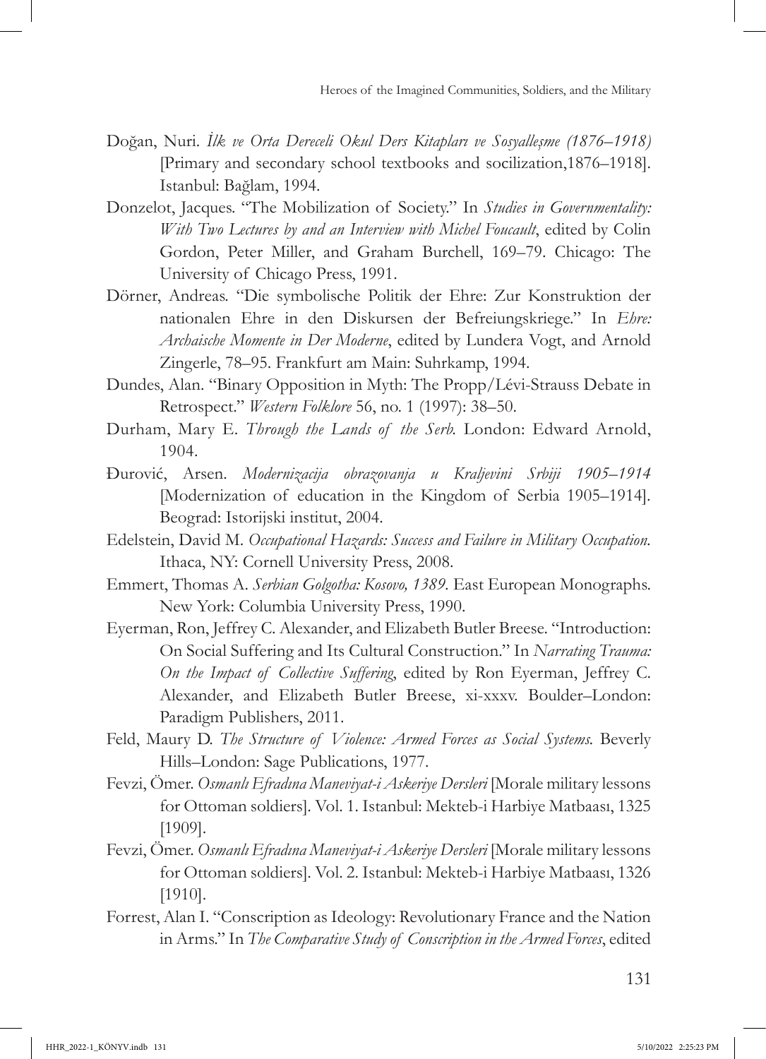Doğan, Nuri. *İlk ve Orta Dereceli Okul Ders Kitapları ve Sosyalleşme (1876–1918)* [Primary and secondary school textbooks and socilization,1876–1918]. Istanbul: Bağlam, 1994.

Donzelot, Jacques. "The Mobilization of Society." In *Studies in Governmentality: With Two Lectures by and an Interview with Michel Foucault*, edited by Colin Gordon, Peter Miller, and Graham Burchell, 169–79. Chicago: The University of Chicago Press, 1991.

Dörner, Andreas. "Die symbolische Politik der Ehre: Zur Konstruktion der nationalen Ehre in den Diskursen der Befreiungskriege." In *Ehre: Archaische Momente in Der Moderne*, edited by Lundera Vogt, and Arnold Zingerle, 78–95. Frankfurt am Main: Suhrkamp, 1994.

Dundes, Alan. "Binary Opposition in Myth: The Propp/Lévi-Strauss Debate in Retrospect." *Western Folklore* 56, no. 1 (1997): 38–50.

Durham, Mary E. *Through the Lands of the Serb.* London: Edward Arnold, 1904.

Đurović, Arsen. *Modernizacija obrazovanja u Kraljevini Srbiji 1905–1914* [Modernization of education in the Kingdom of Serbia 1905–1914]. Beograd: Istorijski institut, 2004.

Edelstein, David M. *Occupational Hazards: Success and Failure in Military Occupation.* Ithaca, NY: Cornell University Press, 2008.

Emmert, Thomas A. *Serbian Golgotha: Kosovo, 1389.* East European Monographs. New York: Columbia University Press, 1990.

Eyerman, Ron, Jeffrey C. Alexander, and Elizabeth Butler Breese. "Introduction: On Social Suffering and Its Cultural Construction." In *Narrating Trauma: On the Impact of Collective Suffering*, edited by Ron Eyerman, Jeffrey C. Alexander, and Elizabeth Butler Breese, xi-xxxv. Boulder–London: Paradigm Publishers, 2011.

Feld, Maury D. *The Structure of Violence: Armed Forces as Social Systems.* Beverly Hills–London: Sage Publications, 1977.

Fevzi, Ömer. *Osmanlı Efradına Maneviyat-i Askeriye Dersleri* [Morale military lessons for Ottoman soldiers]. Vol. 1. Istanbul: Mekteb-i Harbiye Matbaası, 1325 [1909].

Fevzi, Ömer. *Osmanlı Efradına Maneviyat-i Askeriye Dersleri* [Morale military lessons for Ottoman soldiers]. Vol. 2. Istanbul: Mekteb-i Harbiye Matbaası, 1326 [1910].

Forrest, Alan I. "Conscription as Ideology: Revolutionary France and the Nation in Arms." In *The Comparative Study of Conscription in the Armed Forces*, edited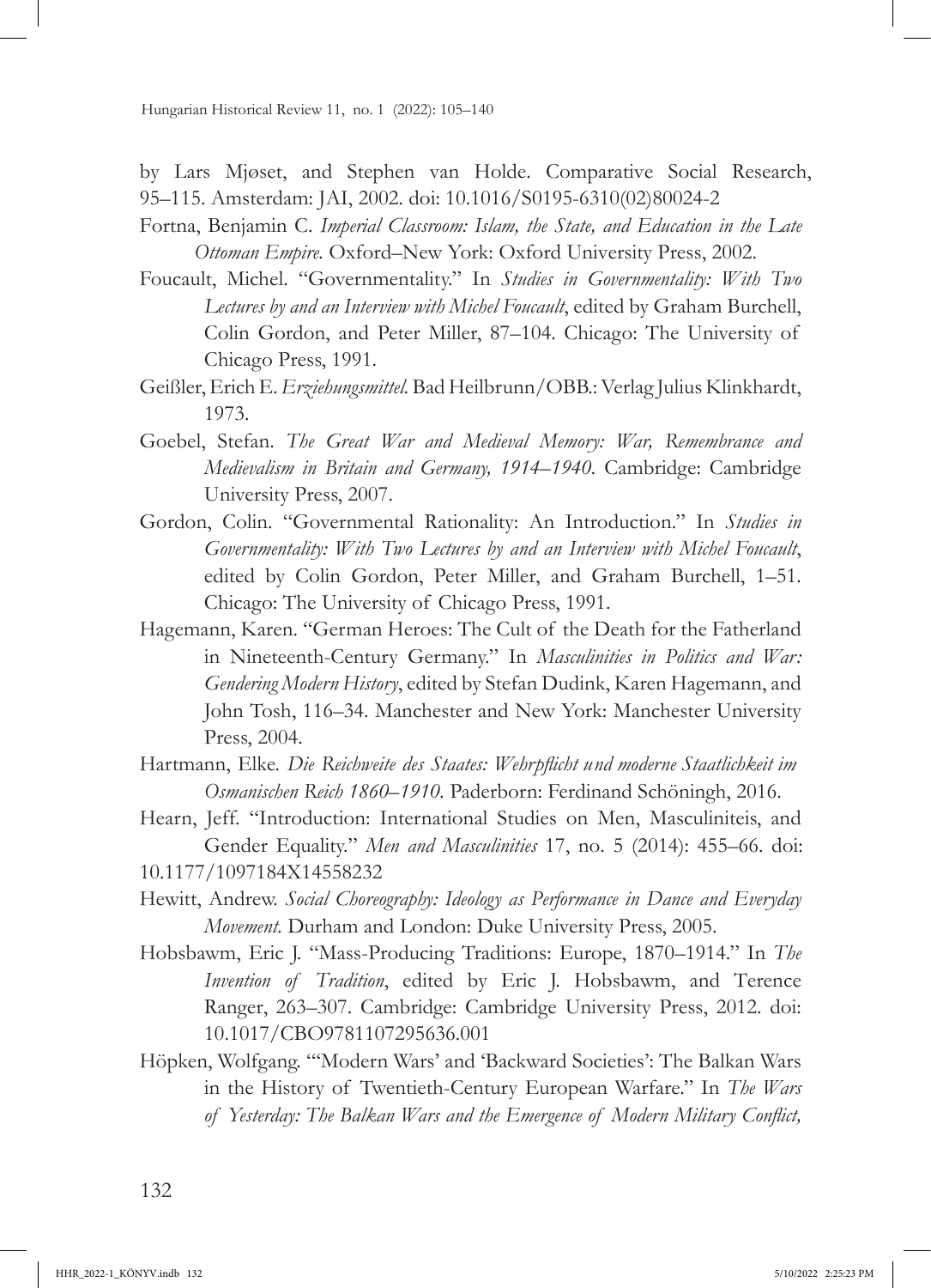by Lars Mjøset, and Stephen van Holde. Comparative Social Research, 95–115. Amsterdam: JAI, 2002. doi: 10.1016/S0195-6310(02)80024-2

Fortna, Benjamin C. *Imperial Classroom: Islam, the State, and Education in the Late Ottoman Empire.* Oxford–New York: Oxford University Press, 2002.

Foucault, Michel. "Governmentality." In *Studies in Governmentality: With Two Lectures by and an Interview with Michel Foucault*, edited by Graham Burchell, Colin Gordon, and Peter Miller, 87–104. Chicago: The University of Chicago Press, 1991.

Geißler, Erich E. *Erziehungsmittel.* Bad Heilbrunn/OBB.: Verlag Julius Klinkhardt, 1973.

Goebel, Stefan. *The Great War and Medieval Memory: War, Remembrance and Medievalism in Britain and Germany, 1914–1940.* Cambridge: Cambridge University Press, 2007.

Gordon, Colin. "Governmental Rationality: An Introduction." In *Studies in Governmentality: With Two Lectures by and an Interview with Michel Foucault*, edited by Colin Gordon, Peter Miller, and Graham Burchell, 1–51. Chicago: The University of Chicago Press, 1991.

Hagemann, Karen. "German Heroes: The Cult of the Death for the Fatherland in Nineteenth-Century Germany." In *Masculinities in Politics and War: Gendering Modern History*, edited by Stefan Dudink, Karen Hagemann, and John Tosh, 116–34. Manchester and New York: Manchester University Press, 2004.

Hartmann, Elke. *Die Reichweite des Staates: Wehrpflicht und moderne Staatlichkeit im Osmanischen Reich 1860–1910.* Paderborn: Ferdinand Schöningh, 2016.

Hearn, Jeff. "Introduction: International Studies on Men, Masculiniteis, and Gender Equality." *Men and Masculinities* 17, no. 5 (2014): 455–66. doi: 10.1177/1097184X14558232

Hewitt, Andrew. *Social Choreography: Ideology as Performance in Dance and Everyday Movement.* Durham and London: Duke University Press, 2005.

Hobsbawm, Eric J. "Mass-Producing Traditions: Europe, 1870–1914." In *The Invention of Tradition*, edited by Eric J. Hobsbawm, and Terence Ranger, 263–307. Cambridge: Cambridge University Press, 2012. doi: 10.1017/CBO9781107295636.001

Höpken, Wolfgang. "'Modern Wars' and 'Backward Societies': The Balkan Wars in the History of Twentieth-Century European Warfare." In *The Wars of Yesterday: The Balkan Wars and the Emergence of Modern Military Conflict,*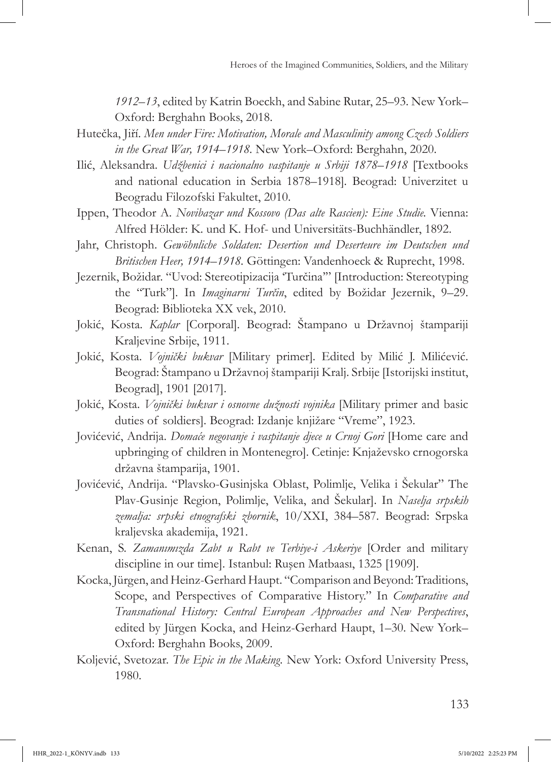*1912–13*, edited by Katrin Boeckh, and Sabine Rutar, 25–93. New York–Oxford: Berghahn Books, 2018.

Hutečka, Jiří. *Men under Fire: Motivation, Morale and Masculinity among Czech Soldiers in the Great War, 1914–1918.* New York–Oxford: Berghahn, 2020.

Ilić, Aleksandra. *Udžbenici i nacionalno vaspitanje u Srbiji 1878–1918* [Textbooks and national education in Serbia 1878–1918]. Beograd: Univerzitet u Beogradu Filozofski Fakultet, 2010.

Ippen, Theodor A. *Novibazar und Kossovo (Das alte Rascien): Eine Studie.* Vienna: Alfred Hölder: K. und K. Hof- und Universitäts-Buchhändler, 1892.

Jahr, Christoph. *Gewöhnliche Soldaten: Desertion und Deserteure im Deutschen und Britischen Heer, 1914–1918.* Göttingen: Vandenhoeck & Ruprecht, 1998.

Jezernik, Božidar. "Uvod: Stereotipizacija 'Turčina'" [Introduction: Stereotyping the "Turk"]. In *Imaginarni Turčin*, edited by Božidar Jezernik, 9–29. Beograd: Biblioteka XX vek, 2010.

Jokić, Kosta. *Kaplar* [Corporal]. Beograd: Štampano u Državnoj štampariji Kraljevine Srbije, 1911.

Jokić, Kosta. *Vojnički bukvar* [Military primer]. Edited by Milić J. Milićević. Beograd: Štampano u Državnoj štampariji Kralj. Srbije [Istorijski institut, Beograd], 1901 [2017].

Jokić, Kosta. *Vojnički bukvar i osnovne dužnosti vojnika* [Military primer and basic duties of soldiers]. Beograd: Izdanje knjižare "Vreme", 1923.

Jovićević, Andrija. *Domaće negovanje i vaspitanje djece u Crnoj Gori* [Home care and upbringing of children in Montenegro]. Cetinje: Knjaževsko crnogorska državna štamparija, 1901.

Jovićević, Andrija. "Plavsko-Gusinjska Oblast, Polimlje, Velika i Šekular" The Plav-Gusinje Region, Polimlje, Velika, and Šekular]. In *Naselja srpskih zemalja: srpski etnografski zbornik*, 10/XXI, 384–587. Beograd: Srpska kraljevska akademija, 1921.

Kenan, S. *Zamanımızda Zabt u Rabt ve Terbiye-i Askeriye* [Order and military discipline in our time]. Istanbul: Ruşen Matbaası, 1325 [1909].

Kocka, Jürgen, and Heinz-Gerhard Haupt. "Comparison and Beyond: Traditions, Scope, and Perspectives of Comparative History." In *Comparative and Transnational History: Central European Approaches and New Perspectives*, edited by Jürgen Kocka, and Heinz-Gerhard Haupt, 1–30. New York–Oxford: Berghahn Books, 2009.

Koljević, Svetozar. *The Epic in the Making.* New York: Oxford University Press, 1980.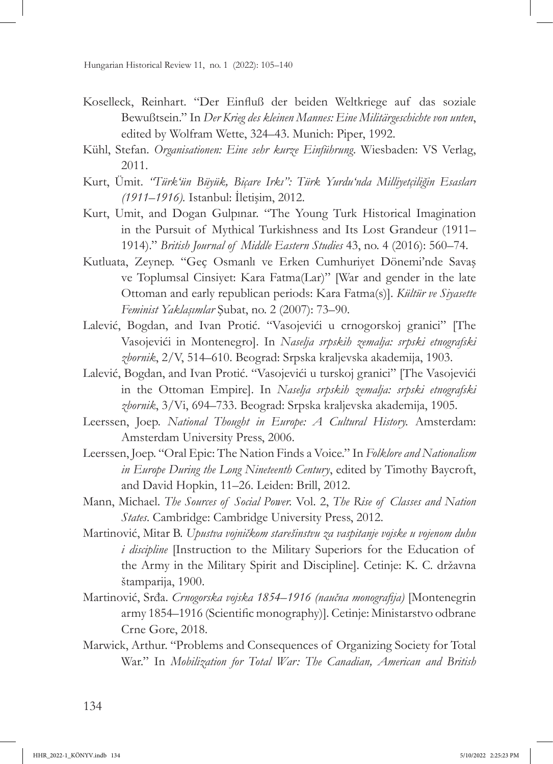Koselleck, Reinhart. "Der Einfluß der beiden Weltkriege auf das soziale Bewußtsein." In *Der Krieg des kleinen Mannes: Eine Militärgeschichte von unten*, edited by Wolfram Wette, 324–43. Munich: Piper, 1992.

Kühl, Stefan. *Organisationen: Eine sehr kurze Einführung*. Wiesbaden: VS Verlag, 2011.

Kurt, Ümit. *"Türk'ün Büyük, Biçare Irkı": Türk Yurdu'nda Milliyetçiliğin Esasları (1911–1916)*. Istanbul: İletişim, 2012.

Kurt, Umit, and Dogan Gulpınar. "The Young Turk Historical Imagination in the Pursuit of Mythical Turkishness and Its Lost Grandeur (1911–1914)." *British Journal of Middle Eastern Studies* 43, no. 4 (2016): 560–74.

Kutluata, Zeynep. "Geç Osmanlı ve Erken Cumhuriyet Dönemi'nde Savaş ve Toplumsal Cinsiyet: Kara Fatma(Lar)" [War and gender in the late Ottoman and early republican periods: Kara Fatma(s)]. *Kültür ve Siyasette Feminist Yaklaşımlar* Şubat, no. 2 (2007): 73–90.

Lalević, Bogdan, and Ivan Protić. "Vasojevići u crnogorskoj granici" [The Vasojevići in Montenegro]. In *Naselja srpskih zemalja: srpski etnografski zbornik*, 2/V, 514–610. Beograd: Srpska kraljevska akademija, 1903.

Lalević, Bogdan, and Ivan Protić. "Vasojevići u turskoj granici" [The Vasojevići in the Ottoman Empire]. In *Naselja srpskih zemalja: srpski etnografski zbornik*, 3/Vi, 694–733. Beograd: Srpska kraljevska akademija, 1905.

Leerssen, Joep. *National Thought in Europe: A Cultural History.* Amsterdam: Amsterdam University Press, 2006.

Leerssen, Joep. "Oral Epic: The Nation Finds a Voice." In *Folklore and Nationalism in Europe During the Long Nineteenth Century*, edited by Timothy Baycroft, and David Hopkin, 11–26. Leiden: Brill, 2012.

Mann, Michael. *The Sources of Social Power*. Vol. 2, *The Rise of Classes and Nation States*. Cambridge: Cambridge University Press, 2012.

Martinović, Mitar B. *Upustva vojničkom starešinstvu za vaspitanje vojske u vojenom duhu i discipline* [Instruction to the Military Superiors for the Education of the Army in the Military Spirit and Discipline]. Cetinje: K. C. državna štamparija, 1900.

Martinović, Srđa. *Crnogorska vojska 1854–1916 (naučna monografija)* [Montenegrin army 1854–1916 (Scientific monography)]. Cetinje: Ministarstvo odbrane Crne Gore, 2018.

Marwick, Arthur. "Problems and Consequences of Organizing Society for Total War." In *Mobilization for Total War: The Canadian, American and British*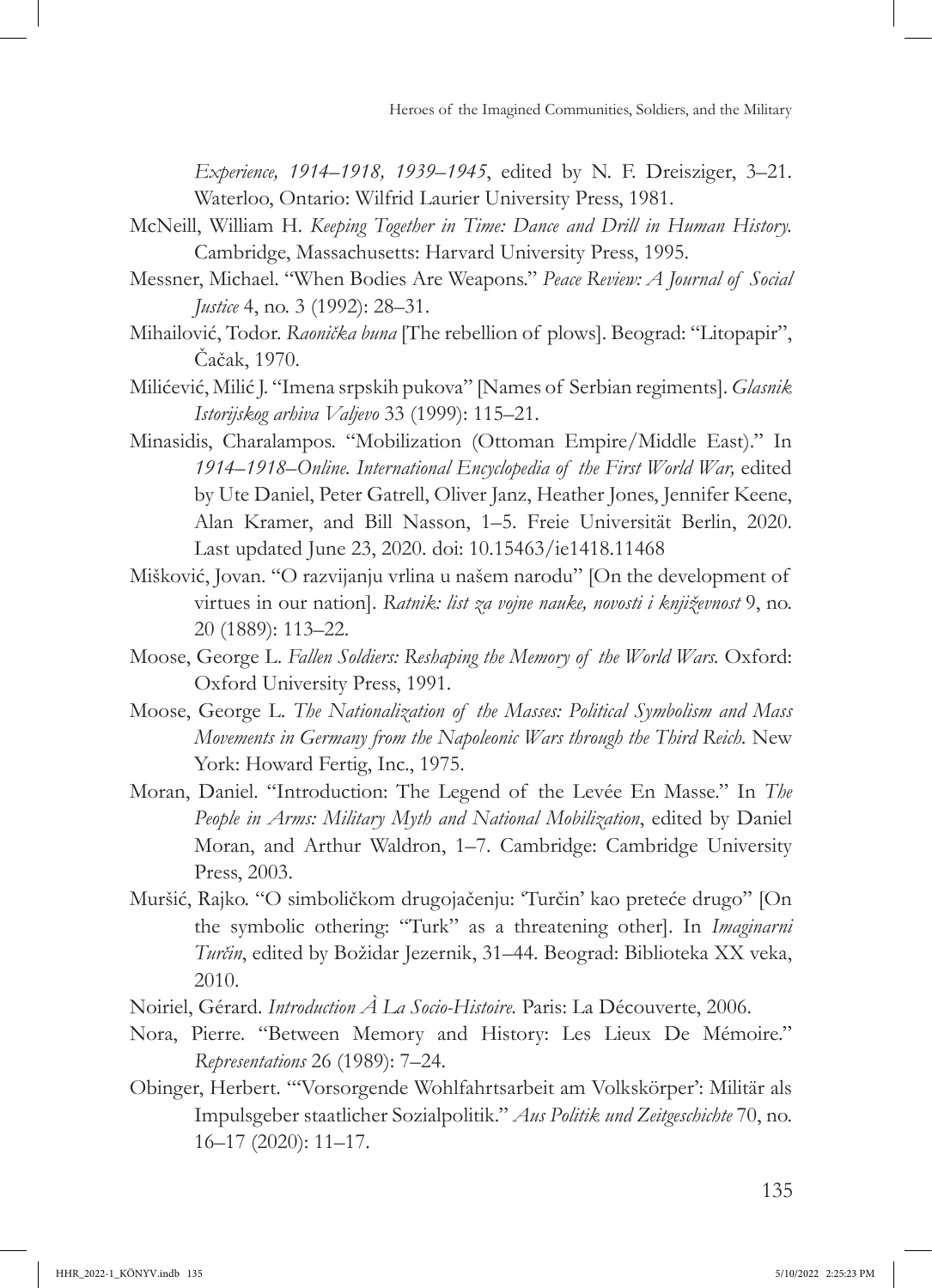*Experience, 1914–1918, 1939–1945*, edited by N. F. Dreisziger, 3–21. Waterloo, Ontario: Wilfrid Laurier University Press, 1981.

McNeill, William H. *Keeping Together in Time: Dance and Drill in Human History.* Cambridge, Massachusetts: Harvard University Press, 1995.

Messner, Michael. "When Bodies Are Weapons." *Peace Review: A Journal of Social Justice* 4, no. 3 (1992): 28–31.

Mihailović, Todor. *Raonička buna* [The rebellion of plows]. Beograd: "Litopapir", Čačak, 1970.

Milićević, Milić J. "Imena srpskih pukova" [Names of Serbian regiments]. *Glasnik Istorijskog arhiva Valjevo* 33 (1999): 115–21.

Minasidis, Charalampos. "Mobilization (Ottoman Empire/Middle East)." In *1914–1918–Online. International Encyclopedia of the First World War,* edited by Ute Daniel, Peter Gatrell, Oliver Janz, Heather Jones, Jennifer Keene, Alan Kramer, and Bill Nasson, 1–5. Freie Universität Berlin, 2020. Last updated June 23, 2020. doi: 10.15463/ie1418.11468

Mišković, Jovan. "O razvijanju vrlina u našem narodu" [On the development of virtues in our nation]. *Ratnik: list za vojne nauke, novosti i književnost* 9, no. 20 (1889): 113–22.

Moose, George L. *Fallen Soldiers: Reshaping the Memory of the World Wars.* Oxford: Oxford University Press, 1991.

Moose, George L. *The Nationalization of the Masses: Political Symbolism and Mass Movements in Germany from the Napoleonic Wars through the Third Reich.* New York: Howard Fertig, Inc., 1975.

Moran, Daniel. "Introduction: The Legend of the Levée En Masse." In *The People in Arms: Military Myth and National Mobilization*, edited by Daniel Moran, and Arthur Waldron, 1–7. Cambridge: Cambridge University Press, 2003.

Muršić, Rajko. "O simboličkom drugojačenju: 'Turčin' kao preteće drugo" [On the symbolic othering: "Turk" as a threatening other]. In *Imaginarni Turčin*, edited by Božidar Jezernik, 31–44. Beograd: Biblioteka XX veka, 2010.

Noiriel, Gérard. *Introduction À La Socio-Histoire.* Paris: La Découverte, 2006.

Nora, Pierre. "Between Memory and History: Les Lieux De Mémoire." *Representations* 26 (1989): 7–24.

Obinger, Herbert. "'Vorsorgende Wohlfahrtsarbeit am Volkskörper': Militär als Impulsgeber staatlicher Sozialpolitik." *Aus Politik und Zeitgeschichte* 70, no. 16–17 (2020): 11–17.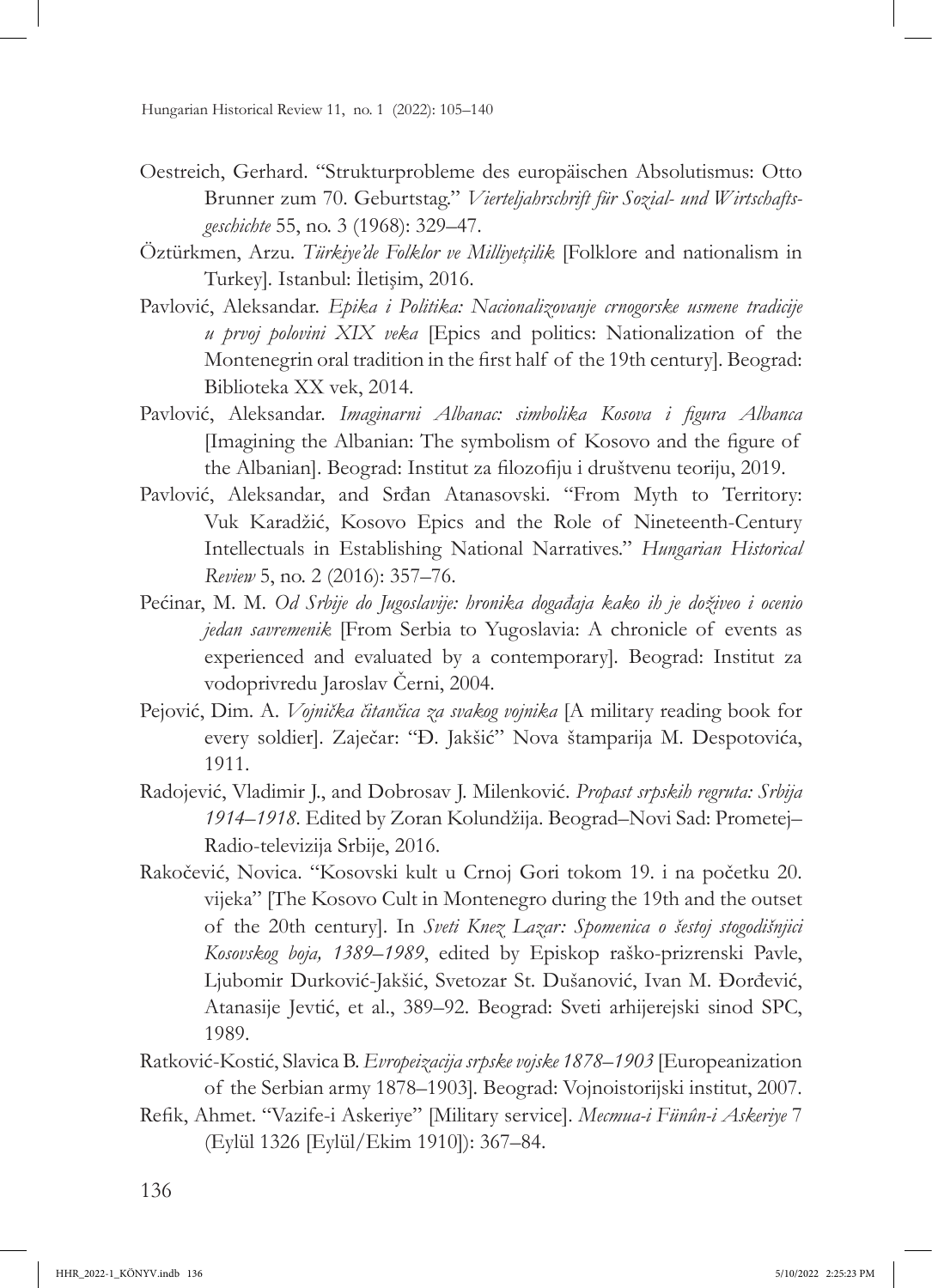Oestreich, Gerhard. "Strukturprobleme des europäischen Absolutismus: Otto Brunner zum 70. Geburtstag." *Vierteljahrschrift für Sozial- und Wirtschafts-geschichte* 55, no. 3 (1968): 329–47.

Öztürkmen, Arzu. *Türkiye'de Folklor ve Milliyetçilik* [Folklore and nationalism in Turkey]. Istanbul: İletişim, 2016.

Pavlović, Aleksandar. *Epika i Politika: Nacionalizovanje crnogorske usmene tradicije u prvoj polovini XIX veka* [Epics and politics: Nationalization of the Montenegrin oral tradition in the first half of the 19th century]. Beograd: Biblioteka XX vek, 2014.

Pavlović, Aleksandar. *Imaginarni Albanac: simbolika Kosova i figura Albanca* [Imagining the Albanian: The symbolism of Kosovo and the figure of the Albanian]. Beograd: Institut za filozofiju i društvenu teoriju, 2019.

Pavlović, Aleksandar, and Srđan Atanasovski. "From Myth to Territory: Vuk Karadžić, Kosovo Epics and the Role of Nineteenth-Century Intellectuals in Establishing National Narratives." *Hungarian Historical Review* 5, no. 2 (2016): 357–76.

Pećinar, M. M. *Od Srbije do Jugoslavije: hronika događaja kako ih je doživeo i ocenio jedan savremenik* [From Serbia to Yugoslavia: A chronicle of events as experienced and evaluated by a contemporary]. Beograd: Institut za vodoprivredu Jaroslav Černi, 2004.

Pejović, Dim. A. *Vojnička čitančica za svakog vojnika* [A military reading book for every soldier]. Zaječar: "Đ. Jakšić" Nova štamparija M. Despotovića, 1911.

Radojević, Vladimir J., and Dobrosav J. Milenković. *Propast srpskih regruta: Srbija 1914–1918*. Edited by Zoran Kolundžija. Beograd–Novi Sad: Prometej–Radio-televizija Srbije, 2016.

Rakočević, Novica. "Kosovski kult u Crnoj Gori tokom 19. i na početku 20. vijeka" [The Kosovo Cult in Montenegro during the 19th and the outset of the 20th century]. In *Sveti Knez Lazar: Spomenica o šestoj stogodišnjici Kosovskog boja, 1389–1989*, edited by Episkop raško-prizrenski Pavle, Ljubomir Durković-Jakšić, Svetozar St. Dušanović, Ivan M. Đorđević, Atanasije Jevtić, et al., 389–92. Beograd: Sveti arhijerejski sinod SPC, 1989.

Ratković-Kostić, Slavica B. *Evropeizacija srpske vojske 1878–1903* [Europeanization of the Serbian army 1878–1903]. Beograd: Vojnoistorijski institut, 2007.

Refik, Ahmet. "Vazife-i Askeriye" [Military service]. *Mecmua-i Fünûn-i Askeriye* 7 (Eylül 1326 [Eylül/Ekim 1910]): 367–84.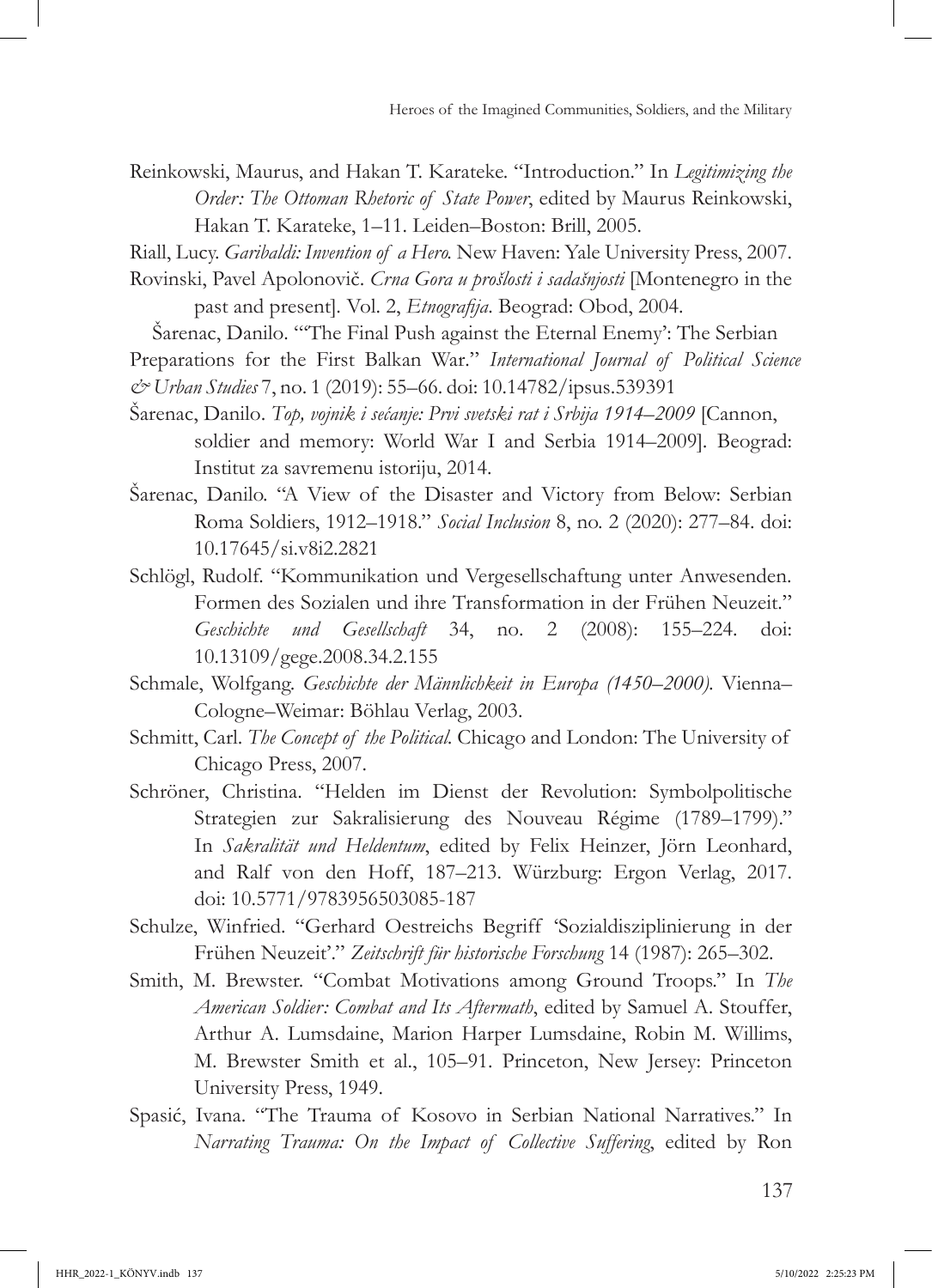Reinkowski, Maurus, and Hakan T. Karateke. "Introduction." In *Legitimizing the Order: The Ottoman Rhetoric of State Power*, edited by Maurus Reinkowski, Hakan T. Karateke, 1–11. Leiden–Boston: Brill, 2005.

Riall, Lucy. *Garibaldi: Invention of a Hero.* New Haven: Yale University Press, 2007.

Rovinski, Pavel Apolonovič. *Crna Gora u prošlosti i sadašnjosti* [Montenegro in the past and present]. Vol. 2, *Etnografija*. Beograd: Obod, 2004.

Šarenac, Danilo. "'The Final Push against the Eternal Enemy': The Serbian Preparations for the First Balkan War." *International Journal of Political Science & Urban Studies* 7, no. 1 (2019): 55–66. doi: 10.14782/ipsus.539391

Šarenac, Danilo. *Top, vojnik i sećanje: Prvi svetski rat i Srbija 1914–2009* [Cannon, soldier and memory: World War I and Serbia 1914–2009]. Beograd: Institut za savremenu istoriju, 2014.

Šarenac, Danilo. "A View of the Disaster and Victory from Below: Serbian Roma Soldiers, 1912–1918." *Social Inclusion* 8, no. 2 (2020): 277–84. doi: 10.17645/si.v8i2.2821

Schlögl, Rudolf. "Kommunikation und Vergesellschaftung unter Anwesenden. Formen des Sozialen und ihre Transformation in der Frühen Neuzeit." *Geschichte und Gesellschaft* 34, no. 2 (2008): 155–224. doi: 10.13109/gege.2008.34.2.155

Schmale, Wolfgang. *Geschichte der Männlichkeit in Europa (1450–2000).* Vienna–Cologne–Weimar: Böhlau Verlag, 2003.

Schmitt, Carl. *The Concept of the Political.* Chicago and London: The University of Chicago Press, 2007.

Schröner, Christina. "Helden im Dienst der Revolution: Symbolpolitische Strategien zur Sakralisierung des Nouveau Régime (1789–1799)." In *Sakralität und Heldentum*, edited by Felix Heinzer, Jörn Leonhard, and Ralf von den Hoff, 187–213. Würzburg: Ergon Verlag, 2017. doi: 10.5771/9783956503085-187

Schulze, Winfried. "Gerhard Oestreichs Begriff 'Sozialdisziplinierung in der Frühen Neuzeit'." *Zeitschrift für historische Forschung* 14 (1987): 265–302.

Smith, M. Brewster. "Combat Motivations among Ground Troops." In *The American Soldier: Combat and Its Aftermath*, edited by Samuel A. Stouffer, Arthur A. Lumsdaine, Marion Harper Lumsdaine, Robin M. Willims, M. Brewster Smith et al., 105–91. Princeton, New Jersey: Princeton University Press, 1949.

Spasić, Ivana. "The Trauma of Kosovo in Serbian National Narratives." In *Narrating Trauma: On the Impact of Collective Suffering*, edited by Ron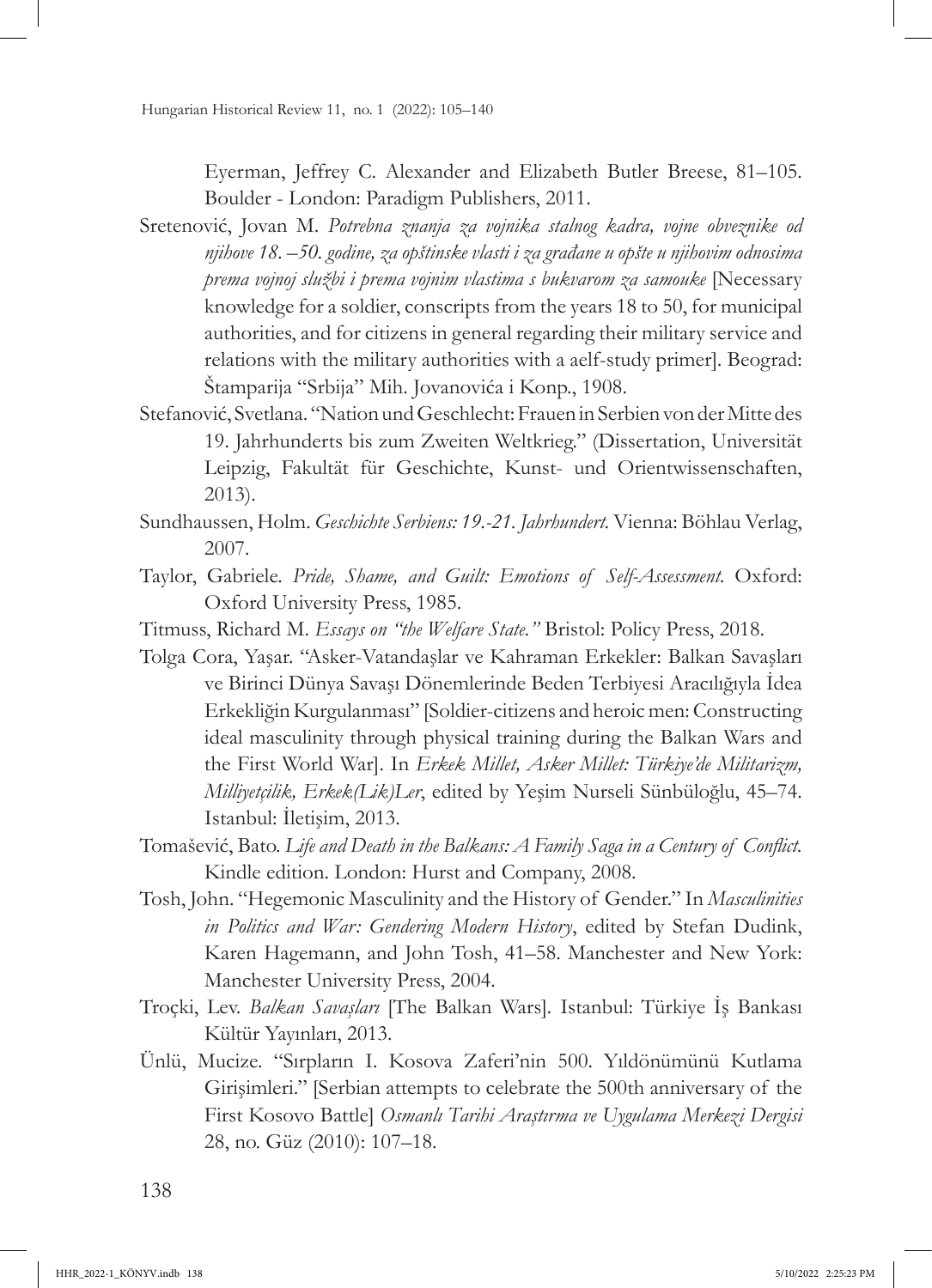Eyerman, Jeffrey C. Alexander and Elizabeth Butler Breese, 81–105. Boulder - London: Paradigm Publishers, 2011.

Sretenović, Jovan M. *Potrebna znanja za vojnika stalnog kadra, vojne obveznike od njihove 18.–50. godine, za opštinske vlasti i za građane u opšte u njihovim odnosima prema vojnoj službi i prema vojnim vlastima s bukvarom za samouke* [Necessary knowledge for a soldier, conscripts from the years 18 to 50, for municipal authorities, and for citizens in general regarding their military service and relations with the military authorities with a aelf-study primer]. Beograd: Štamparija "Srbija" Mih. Jovanovića i Konp., 1908.

Stefanović, Svetlana. "Nation und Geschlecht: Frauen in Serbien von der Mitte des 19. Jahrhunderts bis zum Zweiten Weltkrieg." (Dissertation, Universität Leipzig, Fakultät für Geschichte, Kunst- und Orientwissenschaften, 2013).

Sundhaussen, Holm. *Geschichte Serbiens: 19.-21. Jahrhundert.* Vienna: Böhlau Verlag, 2007.

Taylor, Gabriele. *Pride, Shame, and Guilt: Emotions of Self-Assessment.* Oxford: Oxford University Press, 1985.

Titmuss, Richard M. *Essays on "the Welfare State."* Bristol: Policy Press, 2018.

Tolga Cora, Yaşar. "Asker-Vatandaşlar ve Kahraman Erkekler: Balkan Savaşları ve Birinci Dünya Savaşı Dönemlerinde Beden Terbiyesi Aracılığıyla İdea Erkekliğin Kurgulanması" [Soldier-citizens and heroic men: Constructing ideal masculinity through physical training during the Balkan Wars and the First World War]. In *Erkek Millet, Asker Millet: Türkiye'de Militarizm, Milliyetçilik, Erkek(Lik)Ler*, edited by Yeşim Nurseli Sünbüloğlu, 45–74. Istanbul: İletişim, 2013.

Tomašević, Bato. *Life and Death in the Balkans: A Family Saga in a Century of Conflict.* Kindle edition. London: Hurst and Company, 2008.

Tosh, John. "Hegemonic Masculinity and the History of Gender." In *Masculinities in Politics and War: Gendering Modern History*, edited by Stefan Dudink, Karen Hagemann, and John Tosh, 41–58. Manchester and New York: Manchester University Press, 2004.

Troçki, Lev. *Balkan Savaşları* [The Balkan Wars]. Istanbul: Türkiye İş Bankası Kültür Yayınları, 2013.

Ünlü, Mucize. "Sırpların I. Kosova Zaferi'nin 500. Yıldönümünü Kutlama Girişimleri." [Serbian attempts to celebrate the 500th anniversary of the First Kosovo Battle] *Osmanlı Tarihi Araştırma ve Uygulama Merkezi Dergisi* 28, no. Güz (2010): 107–18.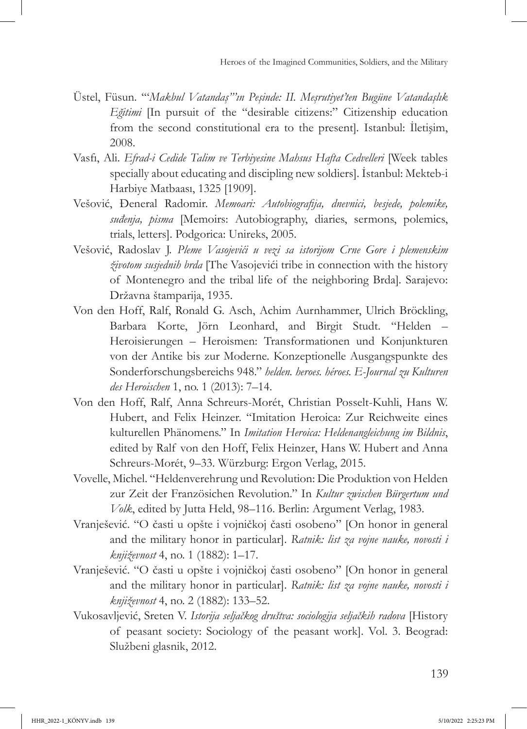Üstel, Füsun. "'*Makbul Vatandaş*'*'ın Peşinde: II. Meşrutiyet'ten Bugüne Vatandaşlık Eğitimi* [In pursuit of the "desirable citizens:" Citizenship education from the second constitutional era to the present]. Istanbul: İletişim, 2008.

Vasfı, Ali. *Efrad-i Cedide Talim ve Terbiyesine Mahsus Hafta Cedvelleri* [Week tables specially about educating and discipling new soldiers]. İstanbul: Mekteb-i Harbiye Matbaası, 1325 [1909].

Vešović, Đeneral Radomir. *Memoari: Autobiografija, dnevnici, besjede, polemike, suđenja, pisma* [Memoirs: Autobiography, diaries, sermons, polemics, trials, letters]. Podgorica: Unireks, 2005.

Vešović, Radoslav J. *Pleme Vasojevići u vezi sa istorijom Crne Gore i plemenskim životom susjednih brda* [The Vasojevići tribe in connection with the history of Montenegro and the tribal life of the neighboring Brda]. Sarajevo: Državna štamparija, 1935.

Von den Hoff, Ralf, Ronald G. Asch, Achim Aurnhammer, Ulrich Bröckling, Barbara Korte, Jörn Leonhard, and Birgit Studt. "Helden – Heroisierungen – Heroismen: Transformationen und Konjunkturen von der Antike bis zur Moderne. Konzeptionelle Ausgangspunkte des Sonderforschungsbereichs 948." *helden. heroes. héroes. E-Journal zu Kulturen des Heroischen* 1, no. 1 (2013): 7–14.

Von den Hoff, Ralf, Anna Schreurs-Morét, Christian Posselt-Kuhli, Hans W. Hubert, and Felix Heinzer. "Imitation Heroica: Zur Reichweite eines kulturellen Phänomens." In *Imitation Heroica: Heldenangleichung im Bildnis*, edited by Ralf von den Hoff, Felix Heinzer, Hans W. Hubert and Anna Schreurs-Morét, 9–33. Würzburg: Ergon Verlag, 2015.

Vovelle, Michel. "Heldenverehrung und Revolution: Die Produktion von Helden zur Zeit der Französichen Revolution." In *Kultur zwischen Bürgertum und Volk*, edited by Jutta Held, 98–116. Berlin: Argument Verlag, 1983.

Vranješević. "O časti u opšte i vojničkoj časti osobeno" [On honor in general and the military honor in particular]. *Ratnik: list za vojne nauke, novosti i književnost* 4, no. 1 (1882): 1–17.

Vranješević. "O časti u opšte i vojničkoj časti osobeno" [On honor in general and the military honor in particular]. *Ratnik: list za vojne nauke, novosti i književnost* 4, no. 2 (1882): 133–52.

Vukosavljević, Sreten V. *Istorija seljačkog društva: sociologija seljačkih radova* [History of peasant society: Sociology of the peasant work]. Vol. 3. Beograd: Službeni glasnik, 2012.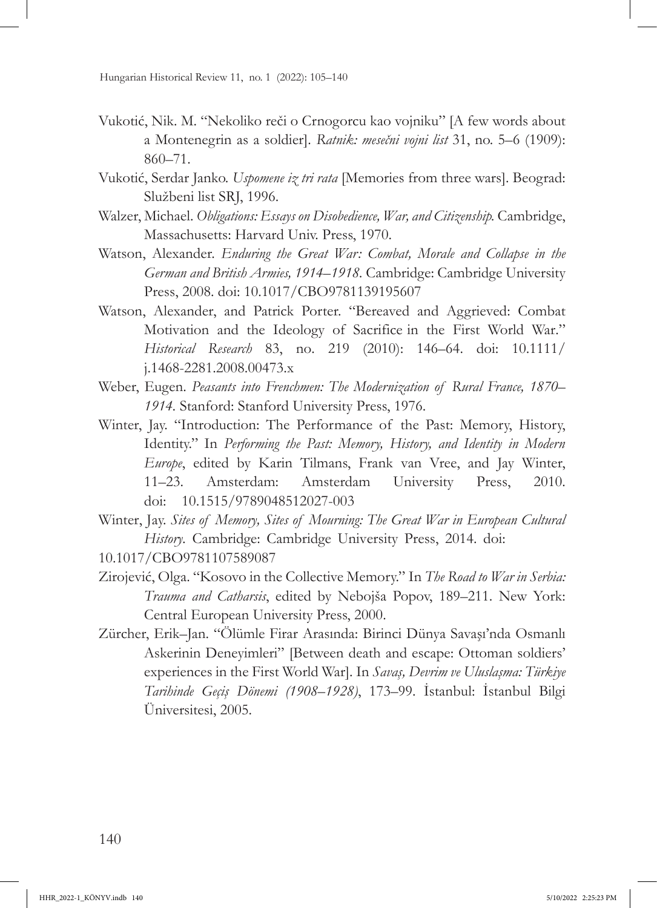Vukotić, Nik. M. "Nekoliko reči o Crnogorcu kao vojniku" [A few words about a Montenegrin as a soldier]. *Ratnik: mesečni vojni list* 31, no. 5–6 (1909): 860–71.

Vukotić, Serdar Janko. *Uspomene iz tri rata* [Memories from three wars]. Beograd: Službeni list SRJ, 1996.

Walzer, Michael. *Obligations: Essays on Disobedience, War, and Citizenship.* Cambridge, Massachusetts: Harvard Univ. Press, 1970.

Watson, Alexander. *Enduring the Great War: Combat, Morale and Collapse in the German and British Armies, 1914–1918*. Cambridge: Cambridge University Press, 2008. doi: 10.1017/CBO9781139195607

Watson, Alexander, and Patrick Porter. "Bereaved and Aggrieved: Combat Motivation and the Ideology of Sacrifice in the First World War." *Historical Research* 83, no. 219 (2010): 146–64. doi: 10.1111/j.1468-2281.2008.00473.x

Weber, Eugen. *Peasants into Frenchmen: The Modernization of Rural France, 1870–1914*. Stanford: Stanford University Press, 1976.

Winter, Jay. "Introduction: The Performance of the Past: Memory, History, Identity." In *Performing the Past: Memory, History, and Identity in Modern Europe*, edited by Karin Tilmans, Frank van Vree, and Jay Winter, 11–23. Amsterdam: Amsterdam University Press, 2010. doi: 10.1515/9789048512027-003

Winter, Jay. *Sites of Memory, Sites of Mourning: The Great War in European Cultural History*. Cambridge: Cambridge University Press, 2014. doi: 10.1017/CBO9781107589087

Zirojević, Olga. "Kosovo in the Collective Memory." In *The Road to War in Serbia: Trauma and Catharsis*, edited by Nebojša Popov, 189–211. New York: Central European University Press, 2000.

Zürcher, Erik–Jan. "Ölümle Firar Arasında: Birinci Dünya Savaşı'nda Osmanlı Askerinin Deneyimleri" [Between death and escape: Ottoman soldiers' experiences in the First World War]. In *Savaş, Devrim ve Uluslaşma: Türkiye Tarihinde Geçiş Dönemi (1908–1928)*, 173–99. İstanbul: İstanbul Bilgi Üniversitesi, 2005.